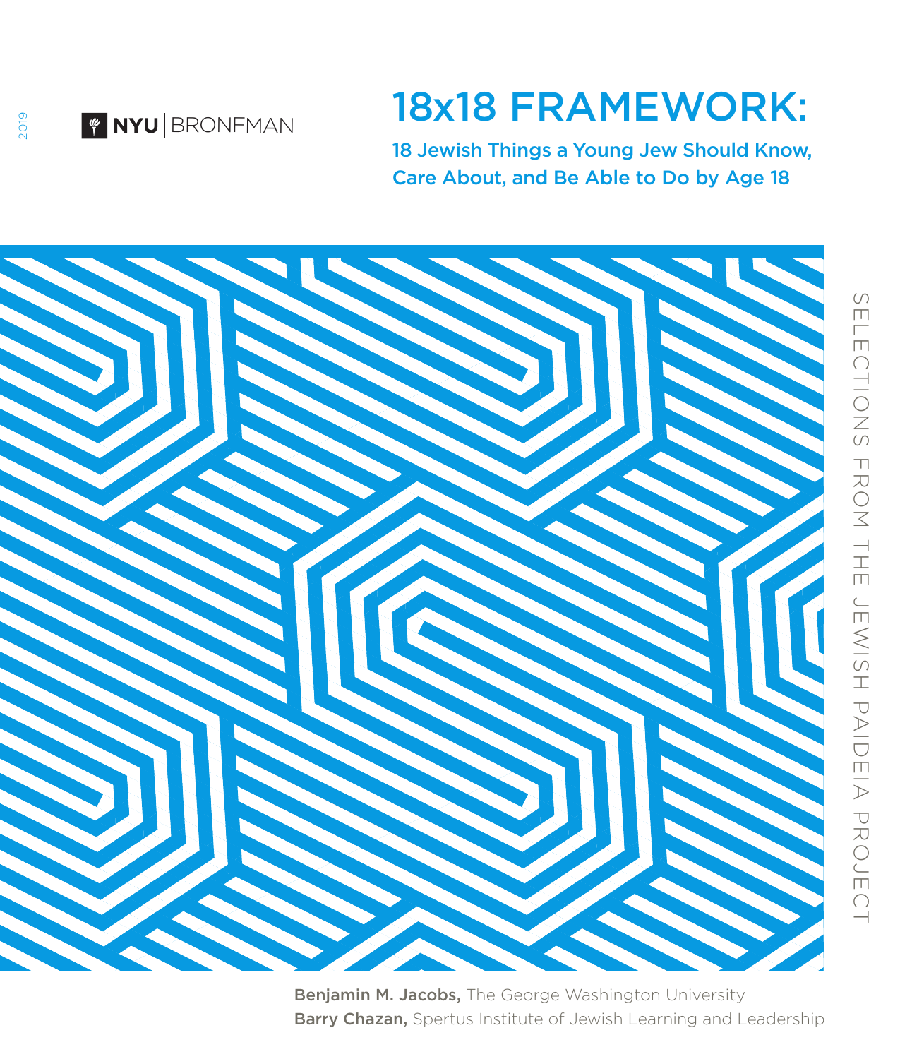2019

NYU | BRONFMAN

# 18x18 FRAMEWORK:

## 18 Jewish Things a Young Jew Should Know, Care About, and Be Able to Do by Age 18

SELECTIONS FROM THE JEWISH PAIDEIA PROJECT

**Benjamin M. Jacobs,** The George Washington University

**Barry Chazan,** Spertus Institute of Jewish Learning and Leadership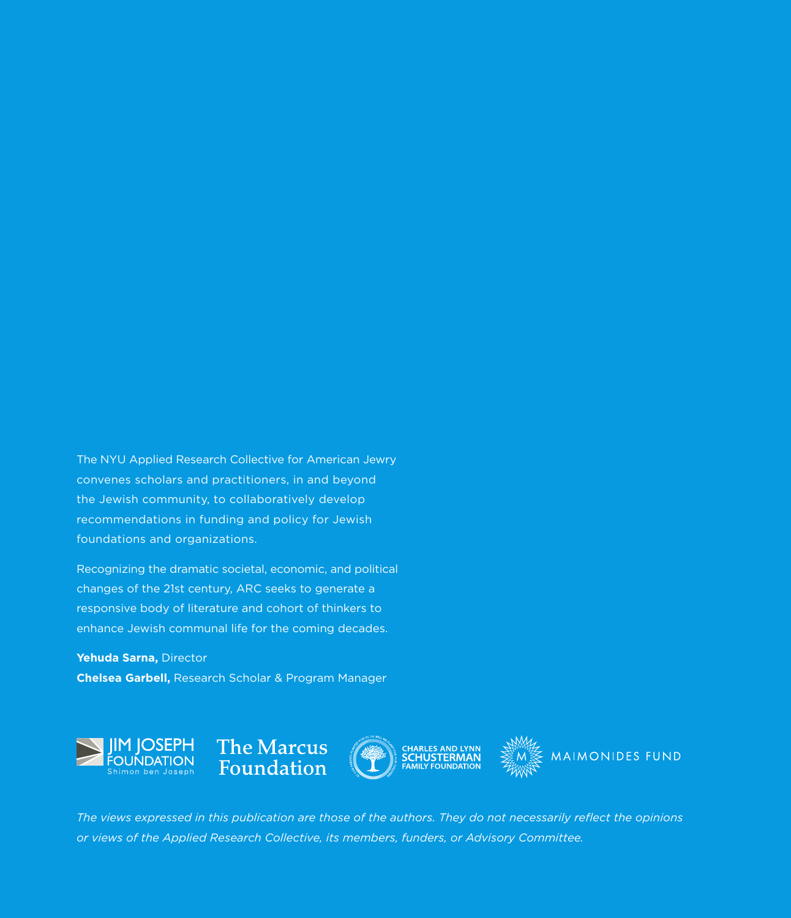The NYU Applied Research Collective for American Jewry convenes scholars and practitioners, in and beyond the Jewish community, to collaboratively develop recommendations in funding and policy for Jewish foundations and organizations.

Recognizing the dramatic societal, economic, and political changes of the 21st century, ARC seeks to generate a responsive body of literature and cohort of thinkers to enhance Jewish communal life for the coming decades.

**Yehuda Sarna,** Director  
**Chelsea Garbell,** Research Scholar & Program Manager

JIM JOSEPH FOUNDATION Shimon ben Joseph

The Marcus Foundation

CHARLES AND LYNN SCHUSTERMAN FAMILY FOUNDATION

MAIMONIDES FUND

*The views expressed in this publication are those of the authors. They do not necessarily reflect the opinions or views of the Applied Research Collective, its members, funders, or Advisory Committee.*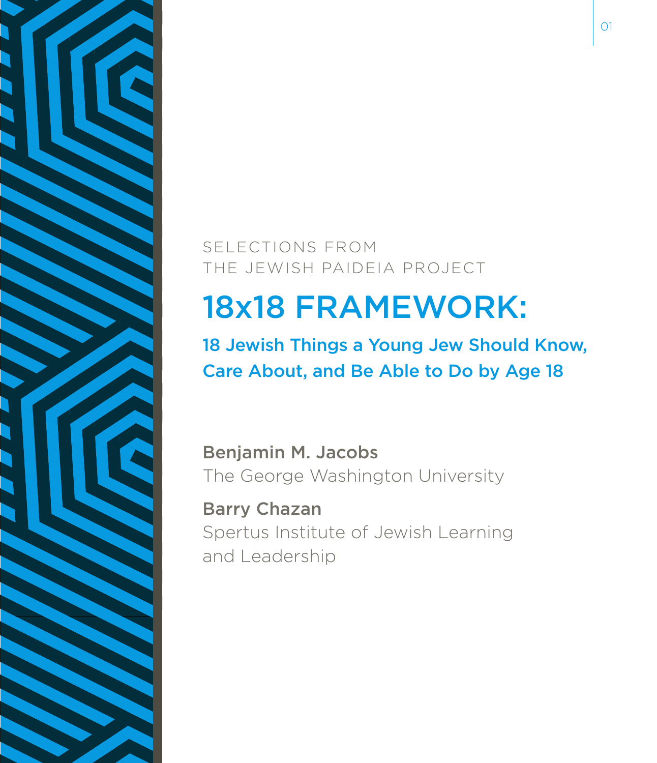SELECTIONS FROM
THE JEWISH PAIDEIA PROJECT

# 18x18 FRAMEWORK:

## 18 Jewish Things a Young Jew Should Know, Care About, and Be Able to Do by Age 18

**Benjamin M. Jacobs**
The George Washington University

**Barry Chazan**
Spertus Institute of Jewish Learning and Leadership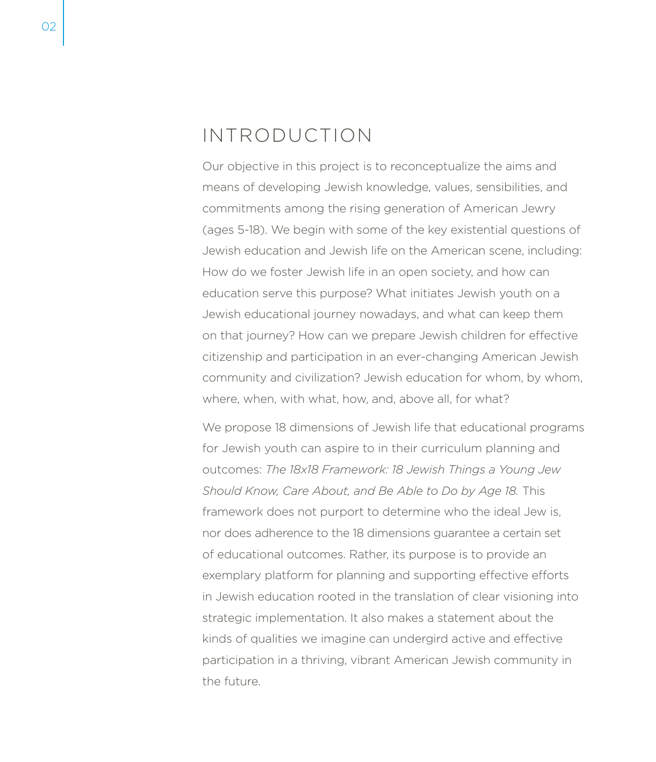# INTRODUCTION

Our objective in this project is to reconceptualize the aims and means of developing Jewish knowledge, values, sensibilities, and commitments among the rising generation of American Jewry (ages 5-18). We begin with some of the key existential questions of Jewish education and Jewish life on the American scene, including: How do we foster Jewish life in an open society, and how can education serve this purpose? What initiates Jewish youth on a Jewish educational journey nowadays, and what can keep them on that journey? How can we prepare Jewish children for effective citizenship and participation in an ever-changing American Jewish community and civilization? Jewish education for whom, by whom, where, when, with what, how, and, above all, for what?

We propose 18 dimensions of Jewish life that educational programs for Jewish youth can aspire to in their curriculum planning and outcomes: *The 18x18 Framework: 18 Jewish Things a Young Jew Should Know, Care About, and Be Able to Do by Age 18.* This framework does not purport to determine who the ideal Jew is, nor does adherence to the 18 dimensions guarantee a certain set of educational outcomes. Rather, its purpose is to provide an exemplary platform for planning and supporting effective efforts in Jewish education rooted in the translation of clear visioning into strategic implementation. It also makes a statement about the kinds of qualities we imagine can undergird active and effective participation in a thriving, vibrant American Jewish community in the future.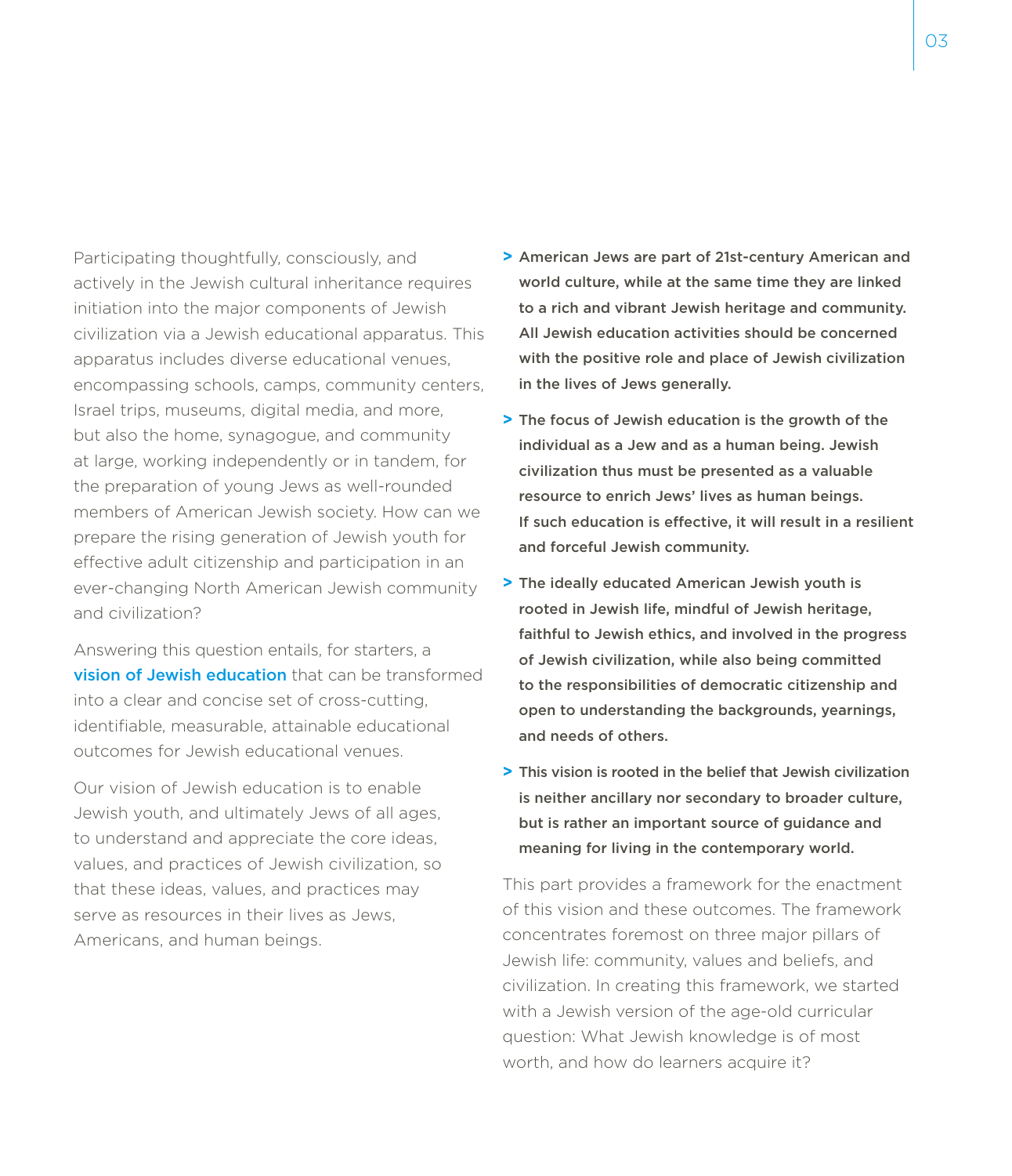Participating thoughtfully, consciously, and actively in the Jewish cultural inheritance requires initiation into the major components of Jewish civilization via a Jewish educational apparatus. This apparatus includes diverse educational venues, encompassing schools, camps, community centers, Israel trips, museums, digital media, and more, but also the home, synagogue, and community at large, working independently or in tandem, for the preparation of young Jews as well-rounded members of American Jewish society. How can we prepare the rising generation of Jewish youth for effective adult citizenship and participation in an ever-changing North American Jewish community and civilization?

Answering this question entails, for starters, a **vision of Jewish education** that can be transformed into a clear and concise set of cross-cutting, identifiable, measurable, attainable educational outcomes for Jewish educational venues.

Our vision of Jewish education is to enable Jewish youth, and ultimately Jews of all ages, to understand and appreciate the core ideas, values, and practices of Jewish civilization, so that these ideas, values, and practices may serve as resources in their lives as Jews, Americans, and human beings.

- **American Jews are part of 21st-century American and world culture, while at the same time they are linked to a rich and vibrant Jewish heritage and community. All Jewish education activities should be concerned with the positive role and place of Jewish civilization in the lives of Jews generally.**
- **The focus of Jewish education is the growth of the individual as a Jew and as a human being. Jewish civilization thus must be presented as a valuable resource to enrich Jews' lives as human beings. If such education is effective, it will result in a resilient and forceful Jewish community.**
- **The ideally educated American Jewish youth is rooted in Jewish life, mindful of Jewish heritage, faithful to Jewish ethics, and involved in the progress of Jewish civilization, while also being committed to the responsibilities of democratic citizenship and open to understanding the backgrounds, yearnings, and needs of others.**
- **This vision is rooted in the belief that Jewish civilization is neither ancillary nor secondary to broader culture, but is rather an important source of guidance and meaning for living in the contemporary world.**

This part provides a framework for the enactment of this vision and these outcomes. The framework concentrates foremost on three major pillars of Jewish life: community, values and beliefs, and civilization. In creating this framework, we started with a Jewish version of the age-old curricular question: What Jewish knowledge is of most worth, and how do learners acquire it?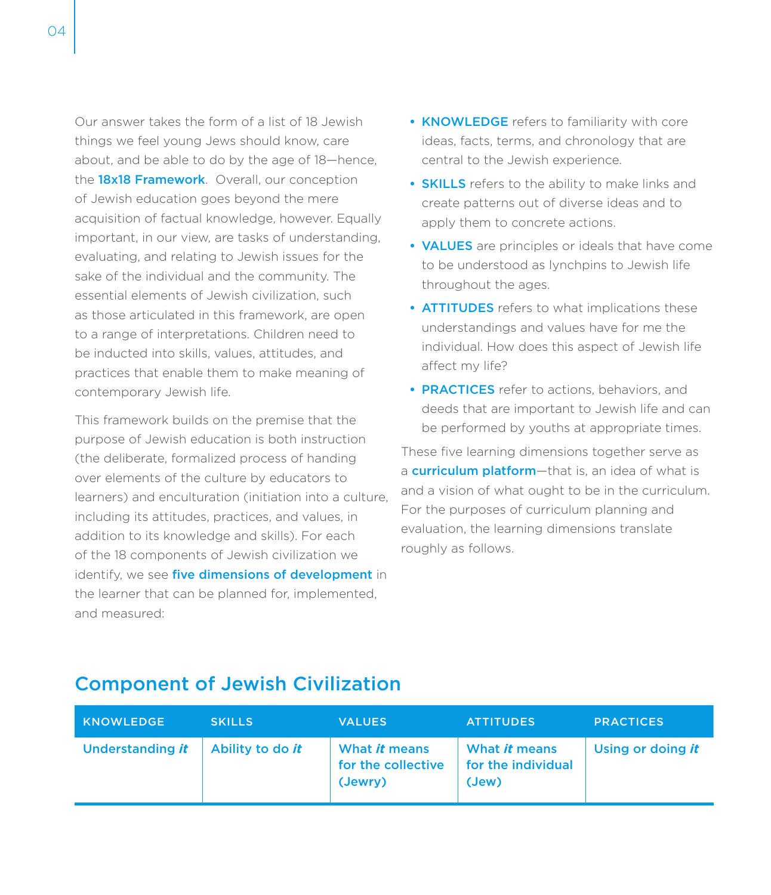Our answer takes the form of a list of 18 Jewish things we feel young Jews should know, care about, and be able to do by the age of 18—hence, the **18x18 Framework**. Overall, our conception of Jewish education goes beyond the mere acquisition of factual knowledge, however. Equally important, in our view, are tasks of understanding, evaluating, and relating to Jewish issues for the sake of the individual and the community. The essential elements of Jewish civilization, such as those articulated in this framework, are open to a range of interpretations. Children need to be inducted into skills, values, attitudes, and practices that enable them to make meaning of contemporary Jewish life.

This framework builds on the premise that the purpose of Jewish education is both instruction (the deliberate, formalized process of handing over elements of the culture by educators to learners) and enculturation (initiation into a culture, including its attitudes, practices, and values, in addition to its knowledge and skills). For each of the 18 components of Jewish civilization we identify, we see **five dimensions of development** in the learner that can be planned for, implemented, and measured:

- **KNOWLEDGE** refers to familiarity with core ideas, facts, terms, and chronology that are central to the Jewish experience.
- **SKILLS** refers to the ability to make links and create patterns out of diverse ideas and to apply them to concrete actions.
- **VALUES** are principles or ideals that have come to be understood as lynchpins to Jewish life throughout the ages.
- **ATTITUDES** refers to what implications these understandings and values have for me the individual. How does this aspect of Jewish life affect my life?
- **PRACTICES** refer to actions, behaviors, and deeds that are important to Jewish life and can be performed by youths at appropriate times.

These five learning dimensions together serve as a **curriculum platform**—that is, an idea of what is and a vision of what ought to be in the curriculum. For the purposes of curriculum planning and evaluation, the learning dimensions translate roughly as follows.

## Component of Jewish Civilization

| KNOWLEDGE | SKILLS | VALUES | ATTITUDES | PRACTICES |
|---|---|---|---|---|
| Understanding *it* | Ability to do *it* | What *it* means for the collective (Jewry) | What *it* means for the individual (Jew) | Using or doing *it* |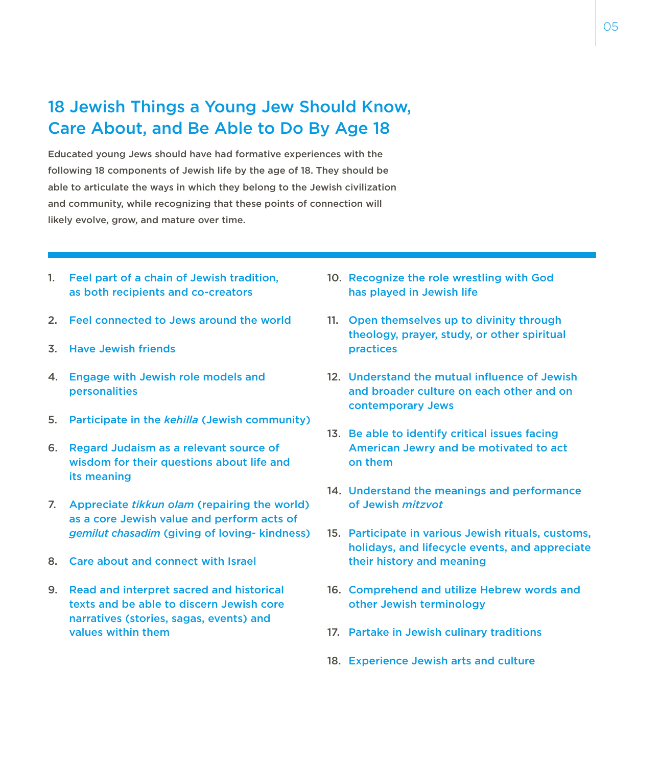# 18 Jewish Things a Young Jew Should Know, Care About, and Be Able to Do By Age 18

**Educated young Jews should have had formative experiences with the following 18 components of Jewish life by the age of 18. They should be able to articulate the ways in which they belong to the Jewish civilization and community, while recognizing that these points of connection will likely evolve, grow, and mature over time.**

1. Feel part of a chain of Jewish tradition, as both recipients and co-creators
2. Feel connected to Jews around the world
3. Have Jewish friends
4. Engage with Jewish role models and personalities
5. Participate in the *kehilla* (Jewish community)
6. Regard Judaism as a relevant source of wisdom for their questions about life and its meaning
7. Appreciate *tikkun olam* (repairing the world) as a core Jewish value and perform acts of *gemilut chasadim* (giving of loving- kindness)
8. Care about and connect with Israel
9. Read and interpret sacred and historical texts and be able to discern Jewish core narratives (stories, sagas, events) and values within them
10. Recognize the role wrestling with God has played in Jewish life
11. Open themselves up to divinity through theology, prayer, study, or other spiritual practices
12. Understand the mutual influence of Jewish and broader culture on each other and on contemporary Jews
13. Be able to identify critical issues facing American Jewry and be motivated to act on them
14. Understand the meanings and performance of Jewish *mitzvot*
15. Participate in various Jewish rituals, customs, holidays, and lifecycle events, and appreciate their history and meaning
16. Comprehend and utilize Hebrew words and other Jewish terminology
17. Partake in Jewish culinary traditions
18. Experience Jewish arts and culture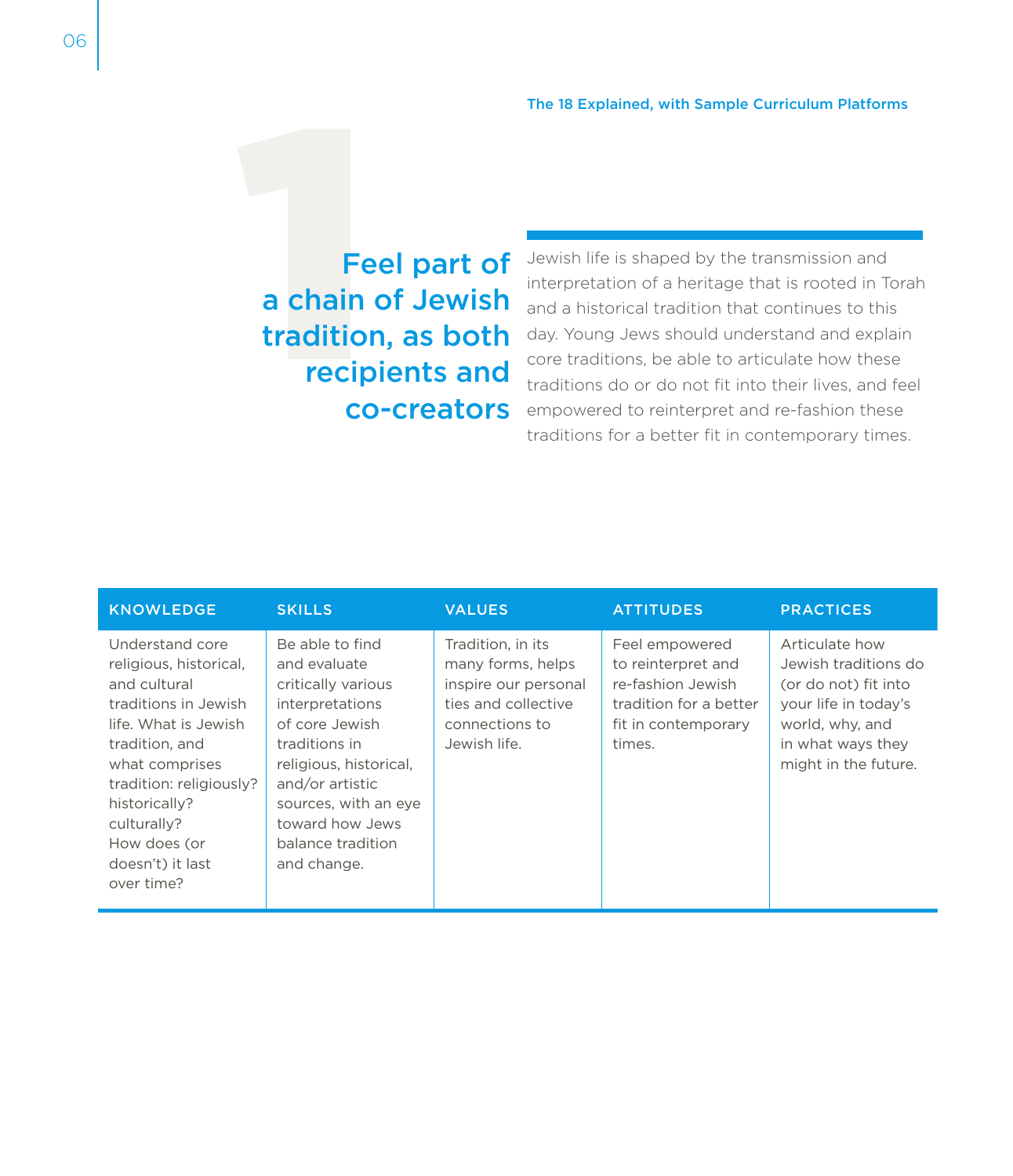The 18 Explained, with Sample Curriculum Platforms

# 1

## Feel part of a chain of Jewish tradition, as both recipients and co-creators

Jewish life is shaped by the transmission and interpretation of a heritage that is rooted in Torah and a historical tradition that continues to this day. Young Jews should understand and explain core traditions, be able to articulate how these traditions do or do not fit into their lives, and feel empowered to reinterpret and re-fashion these traditions for a better fit in contemporary times.

| KNOWLEDGE | SKILLS | VALUES | ATTITUDES | PRACTICES |
|---|---|---|---|---|
| Understand core religious, historical, and cultural traditions in Jewish life. What is Jewish tradition, and what comprises tradition: religiously? historically? culturally? How does (or doesn't) it last over time? | Be able to find and evaluate critically various interpretations of core Jewish traditions in religious, historical, and/or artistic sources, with an eye toward how Jews balance tradition and change. | Tradition, in its many forms, helps inspire our personal ties and collective connections to Jewish life. | Feel empowered to reinterpret and re-fashion Jewish tradition for a better fit in contemporary times. | Articulate how Jewish traditions do (or do not) fit into your life in today's world, why, and in what ways they might in the future. |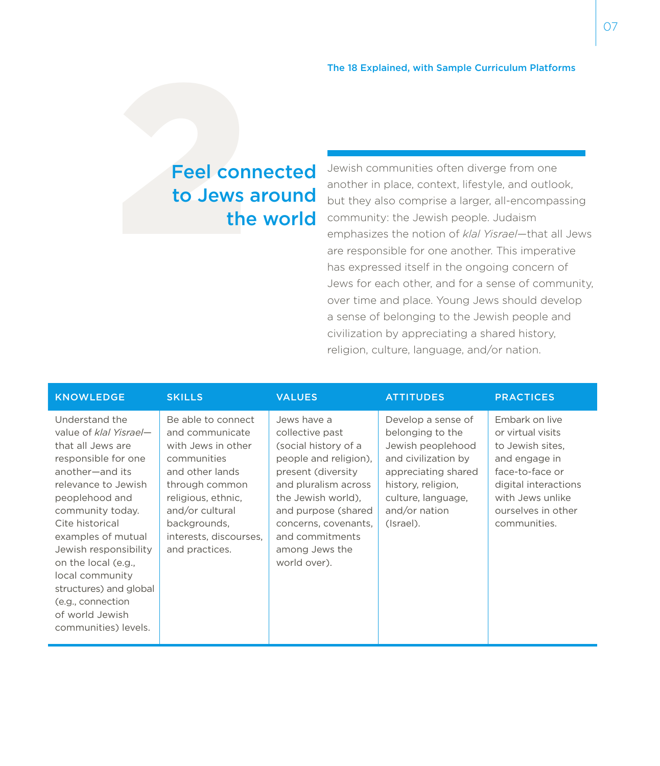The 18 Explained, with Sample Curriculum Platforms

## 2 Feel connected to Jews around the world

Jewish communities often diverge from one another in place, context, lifestyle, and outlook, but they also comprise a larger, all-encompassing community: the Jewish people. Judaism emphasizes the notion of *klal Yisrael*—that all Jews are responsible for one another. This imperative has expressed itself in the ongoing concern of Jews for each other, and for a sense of community, over time and place. Young Jews should develop a sense of belonging to the Jewish people and civilization by appreciating a shared history, religion, culture, language, and/or nation.

| KNOWLEDGE | SKILLS | VALUES | ATTITUDES | PRACTICES |
| --- | --- | --- | --- | --- |
| Understand the value of *klal Yisrael*—that all Jews are responsible for one another—and its relevance to Jewish peoplehood and community today. Cite historical examples of mutual Jewish responsibility on the local (e.g., local community structures) and global (e.g., connection of world Jewish communities) levels. | Be able to connect and communicate with Jews in other communities and other lands through common religious, ethnic, and/or cultural backgrounds, interests, discourses, and practices. | Jews have a collective past (social history of a people and religion), present (diversity and pluralism across the Jewish world), and purpose (shared concerns, covenants, and commitments among Jews the world over). | Develop a sense of belonging to the Jewish peoplehood and civilization by appreciating shared history, religion, culture, language, and/or nation (Israel). | Embark on live or virtual visits to Jewish sites, and engage in face-to-face or digital interactions with Jews unlike ourselves in other communities. |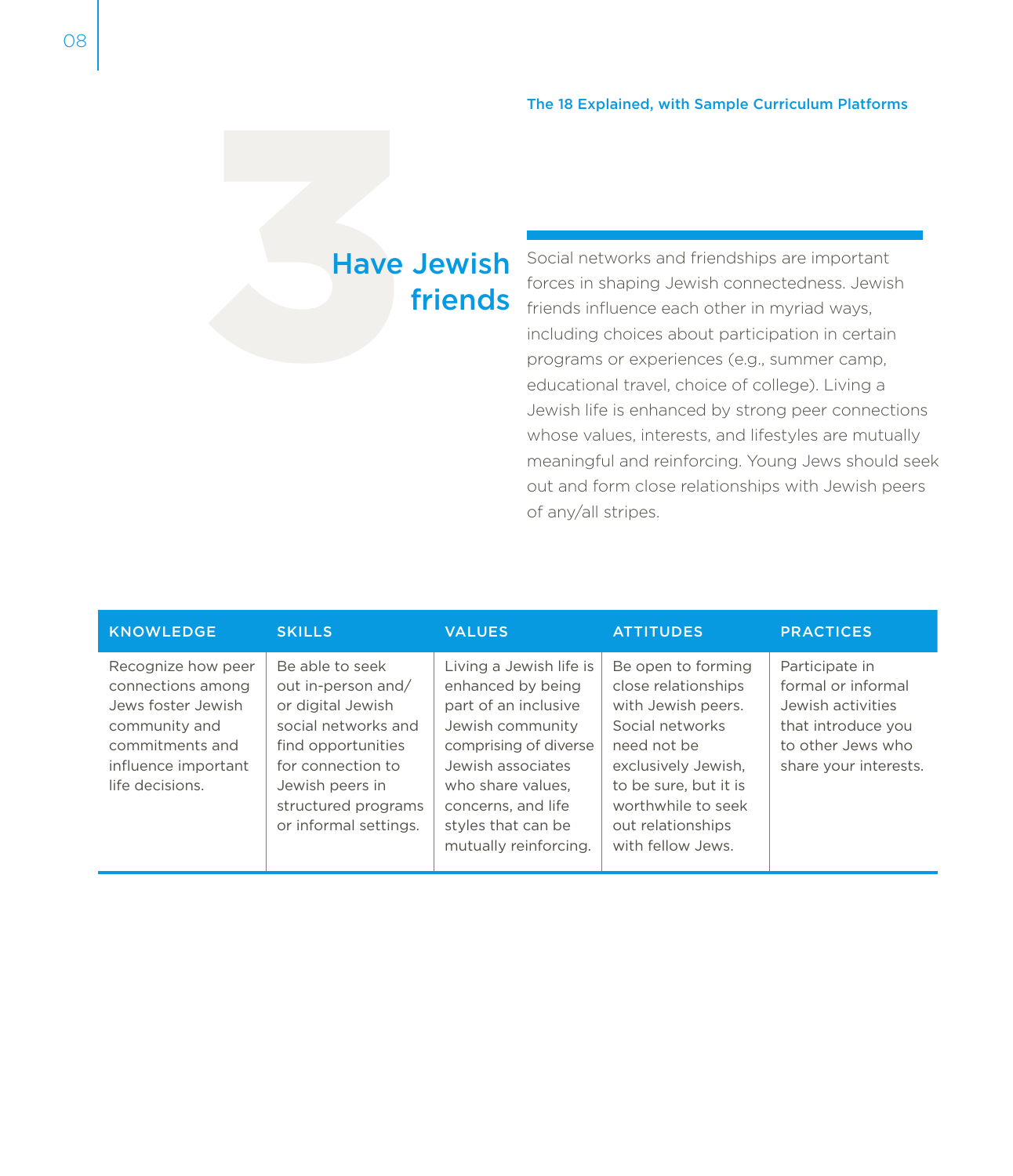The 18 Explained, with Sample Curriculum Platforms

## 3 Have Jewish friends

Social networks and friendships are important forces in shaping Jewish connectedness. Jewish friends influence each other in myriad ways, including choices about participation in certain programs or experiences (e.g., summer camp, educational travel, choice of college). Living a Jewish life is enhanced by strong peer connections whose values, interests, and lifestyles are mutually meaningful and reinforcing. Young Jews should seek out and form close relationships with Jewish peers of any/all stripes.

| KNOWLEDGE | SKILLS | VALUES | ATTITUDES | PRACTICES |
|---|---|---|---|---|
| Recognize how peer connections among Jews foster Jewish community and commitments and influence important life decisions. | Be able to seek out in-person and/or digital Jewish social networks and find opportunities for connection to Jewish peers in structured programs or informal settings. | Living a Jewish life is enhanced by being part of an inclusive Jewish community comprising of diverse Jewish associates who share values, concerns, and life styles that can be mutually reinforcing. | Be open to forming close relationships with Jewish peers. Social networks need not be exclusively Jewish, to be sure, but it is worthwhile to seek out relationships with fellow Jews. | Participate in formal or informal Jewish activities that introduce you to other Jews who share your interests. |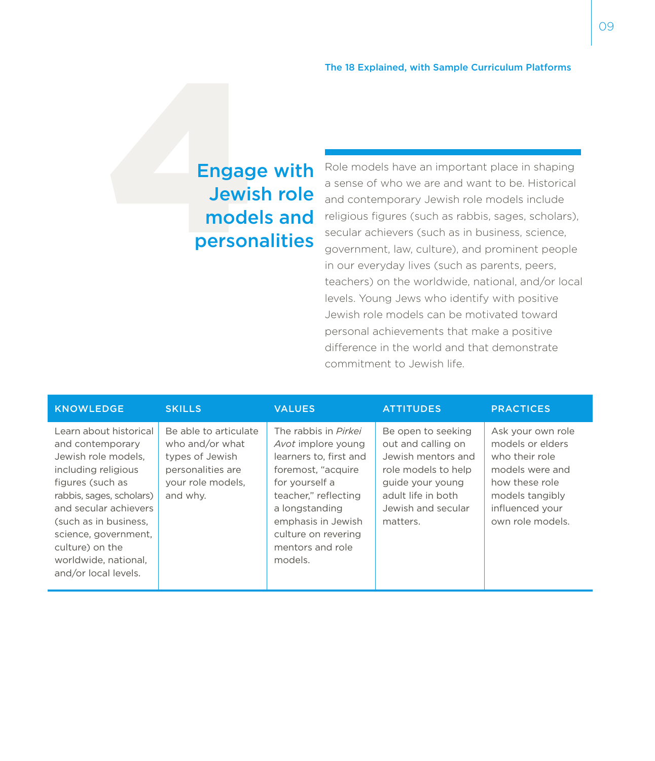The 18 Explained, with Sample Curriculum Platforms

# 4 Engage with Jewish role models and personalities

Role models have an important place in shaping a sense of who we are and want to be. Historical and contemporary Jewish role models include religious figures (such as rabbis, sages, scholars), secular achievers (such as in business, science, government, law, culture), and prominent people in our everyday lives (such as parents, peers, teachers) on the worldwide, national, and/or local levels. Young Jews who identify with positive Jewish role models can be motivated toward personal achievements that make a positive difference in the world and that demonstrate commitment to Jewish life.

| KNOWLEDGE | SKILLS | VALUES | ATTITUDES | PRACTICES |
| --- | --- | --- | --- | --- |
| Learn about historical and contemporary Jewish role models, including religious figures (such as rabbis, sages, scholars) and secular achievers (such as in business, science, government, culture) on the worldwide, national, and/or local levels. | Be able to articulate who and/or what types of Jewish personalities are your role models, and why. | The rabbis in *Pirkei Avot* implore young learners to, first and foremost, "acquire for yourself a teacher," reflecting a longstanding emphasis in Jewish culture on revering mentors and role models. | Be open to seeking out and calling on Jewish mentors and role models to help guide your young adult life in both Jewish and secular matters. | Ask your own role models or elders who their role models were and how these role models tangibly influenced your own role models. |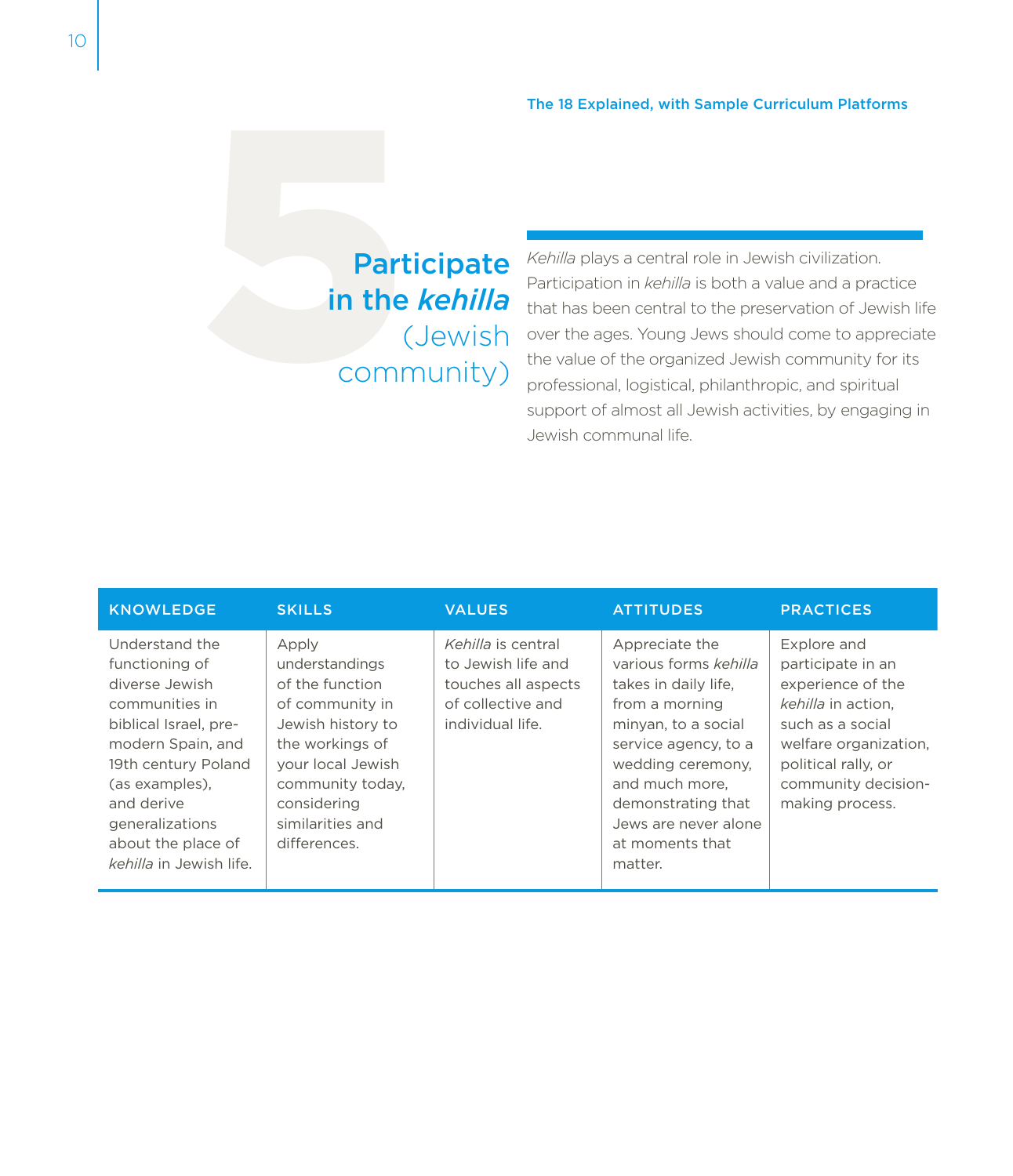The 18 Explained, with Sample Curriculum Platforms

# 5 Participate in the *kehilla* (Jewish community)

*Kehilla* plays a central role in Jewish civilization. Participation in *kehilla* is both a value and a practice that has been central to the preservation of Jewish life over the ages. Young Jews should come to appreciate the value of the organized Jewish community for its professional, logistical, philanthropic, and spiritual support of almost all Jewish activities, by engaging in Jewish communal life.

| KNOWLEDGE | SKILLS | VALUES | ATTITUDES | PRACTICES |
|---|---|---|---|---|
| Understand the functioning of diverse Jewish communities in biblical Israel, pre-modern Spain, and 19th century Poland (as examples), and derive generalizations about the place of *kehilla* in Jewish life. | Apply understandings of the function of community in Jewish history to the workings of your local Jewish community today, considering similarities and differences. | *Kehilla* is central to Jewish life and touches all aspects of collective and individual life. | Appreciate the various forms *kehilla* takes in daily life, from a morning minyan, to a social service agency, to a wedding ceremony, and much more, demonstrating that Jews are never alone at moments that matter. | Explore and participate in an experience of the *kehilla* in action, such as a social welfare organization, political rally, or community decision-making process. |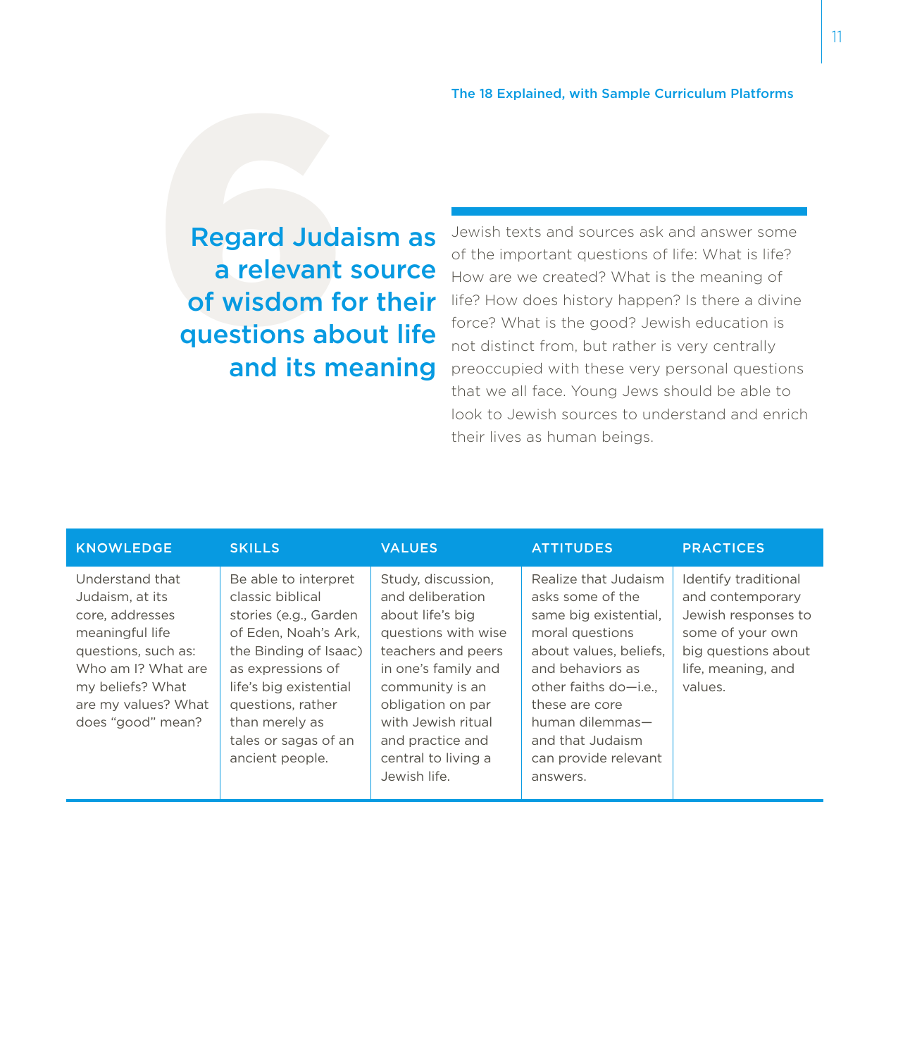The 18 Explained, with Sample Curriculum Platforms

# 6

## Regard Judaism as a relevant source of wisdom for their questions about life and its meaning

Jewish texts and sources ask and answer some of the important questions of life: What is life? How are we created? What is the meaning of life? How does history happen? Is there a divine force? What is the good? Jewish education is not distinct from, but rather is very centrally preoccupied with these very personal questions that we all face. Young Jews should be able to look to Jewish sources to understand and enrich their lives as human beings.

| KNOWLEDGE | SKILLS | VALUES | ATTITUDES | PRACTICES |
| --- | --- | --- | --- | --- |
| Understand that Judaism, at its core, addresses meaningful life questions, such as: Who am I? What are my beliefs? What are my values? What does "good" mean? | Be able to interpret classic biblical stories (e.g., Garden of Eden, Noah's Ark, the Binding of Isaac) as expressions of life's big existential questions, rather than merely as tales or sagas of an ancient people. | Study, discussion, and deliberation about life's big questions with wise teachers and peers in one's family and community is an obligation on par with Jewish ritual and practice and central to living a Jewish life. | Realize that Judaism asks some of the same big existential, moral questions about values, beliefs, and behaviors as other faiths do—i.e., these are core human dilemmas—and that Judaism can provide relevant answers. | Identify traditional and contemporary Jewish responses to some of your own big questions about life, meaning, and values. |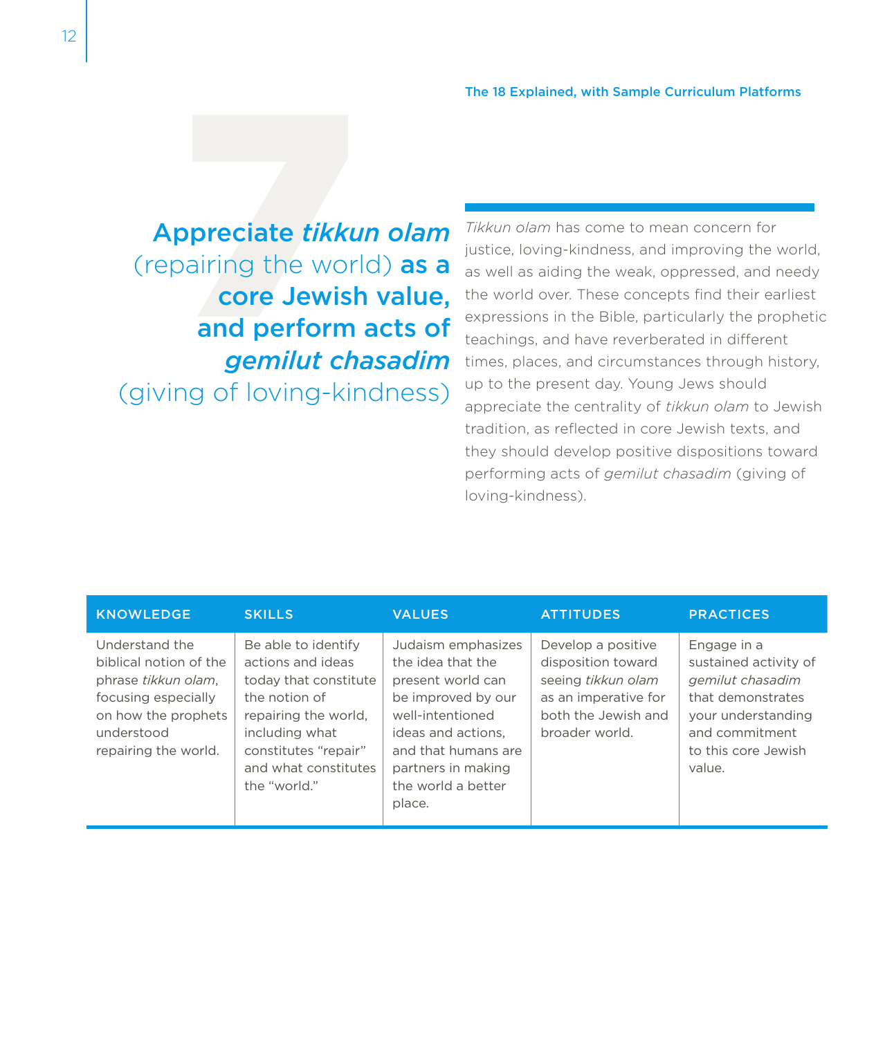# 7

## Appreciate *tikkun olam* (repairing the world) as a core Jewish value, and perform acts of *gemilut chasadim* (giving of loving-kindness)

*Tikkun olam* has come to mean concern for justice, loving-kindness, and improving the world, as well as aiding the weak, oppressed, and needy the world over. These concepts find their earliest expressions in the Bible, particularly the prophetic teachings, and have reverberated in different times, places, and circumstances through history, up to the present day. Young Jews should appreciate the centrality of *tikkun olam* to Jewish tradition, as reflected in core Jewish texts, and they should develop positive dispositions toward performing acts of *gemilut chasadim* (giving of loving-kindness).

| KNOWLEDGE | SKILLS | VALUES | ATTITUDES | PRACTICES |
|---|---|---|---|---|
| Understand the biblical notion of the phrase *tikkun olam*, focusing especially on how the prophets understood repairing the world. | Be able to identify actions and ideas today that constitute the notion of repairing the world, including what constitutes "repair" and what constitutes the "world." | Judaism emphasizes the idea that the present world can be improved by our well-intentioned ideas and actions, and that humans are partners in making the world a better place. | Develop a positive disposition toward seeing *tikkun olam* as an imperative for both the Jewish and broader world. | Engage in a sustained activity of *gemilut chasadim* that demonstrates your understanding and commitment to this core Jewish value. |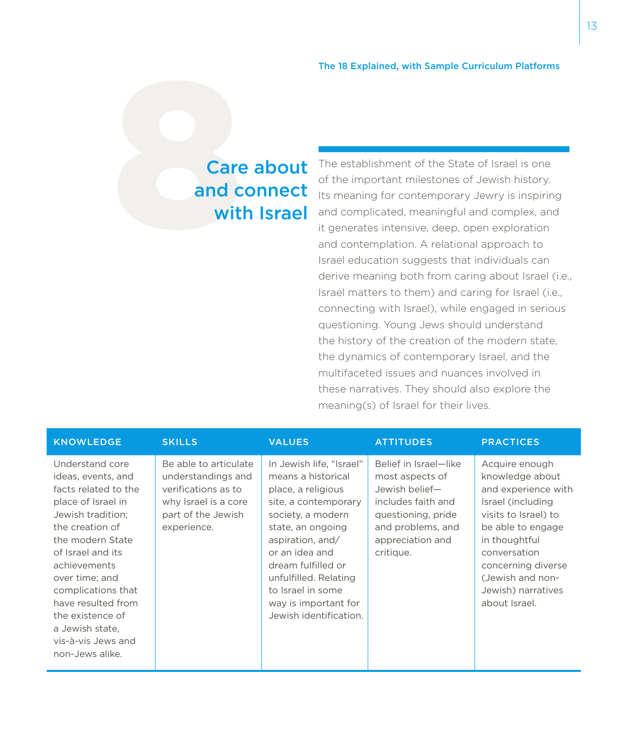The 18 Explained, with Sample Curriculum Platforms

# 8 Care about and connect with Israel

The establishment of the State of Israel is one of the important milestones of Jewish history. Its meaning for contemporary Jewry is inspiring and complicated, meaningful and complex, and it generates intensive, deep, open exploration and contemplation. A relational approach to Israel education suggests that individuals can derive meaning both from caring about Israel (i.e., Israel matters to them) and caring for Israel (i.e., connecting with Israel), while engaged in serious questioning. Young Jews should understand the history of the creation of the modern state, the dynamics of contemporary Israel, and the multifaceted issues and nuances involved in these narratives. They should also explore the meaning(s) of Israel for their lives.

| KNOWLEDGE | SKILLS | VALUES | ATTITUDES | PRACTICES |
|---|---|---|---|---|
| Understand core ideas, events, and facts related to the place of Israel in Jewish tradition; the creation of the modern State of Israel and its achievements over time; and complications that have resulted from the existence of a Jewish state, vis-à-vis Jews and non-Jews alike. | Be able to articulate understandings and verifications as to why Israel is a core part of the Jewish experience. | In Jewish life, "Israel" means a historical place, a religious site, a contemporary society, a modern state, an ongoing aspiration, and/or an idea and dream fulfilled or unfulfilled. Relating to Israel in some way is important for Jewish identification. | Belief in Israel—like most aspects of Jewish belief—includes faith and questioning, pride and problems, and appreciation and critique. | Acquire enough knowledge about and experience with Israel (including visits to Israel) to be able to engage in thoughtful conversation concerning diverse (Jewish and non-Jewish) narratives about Israel. |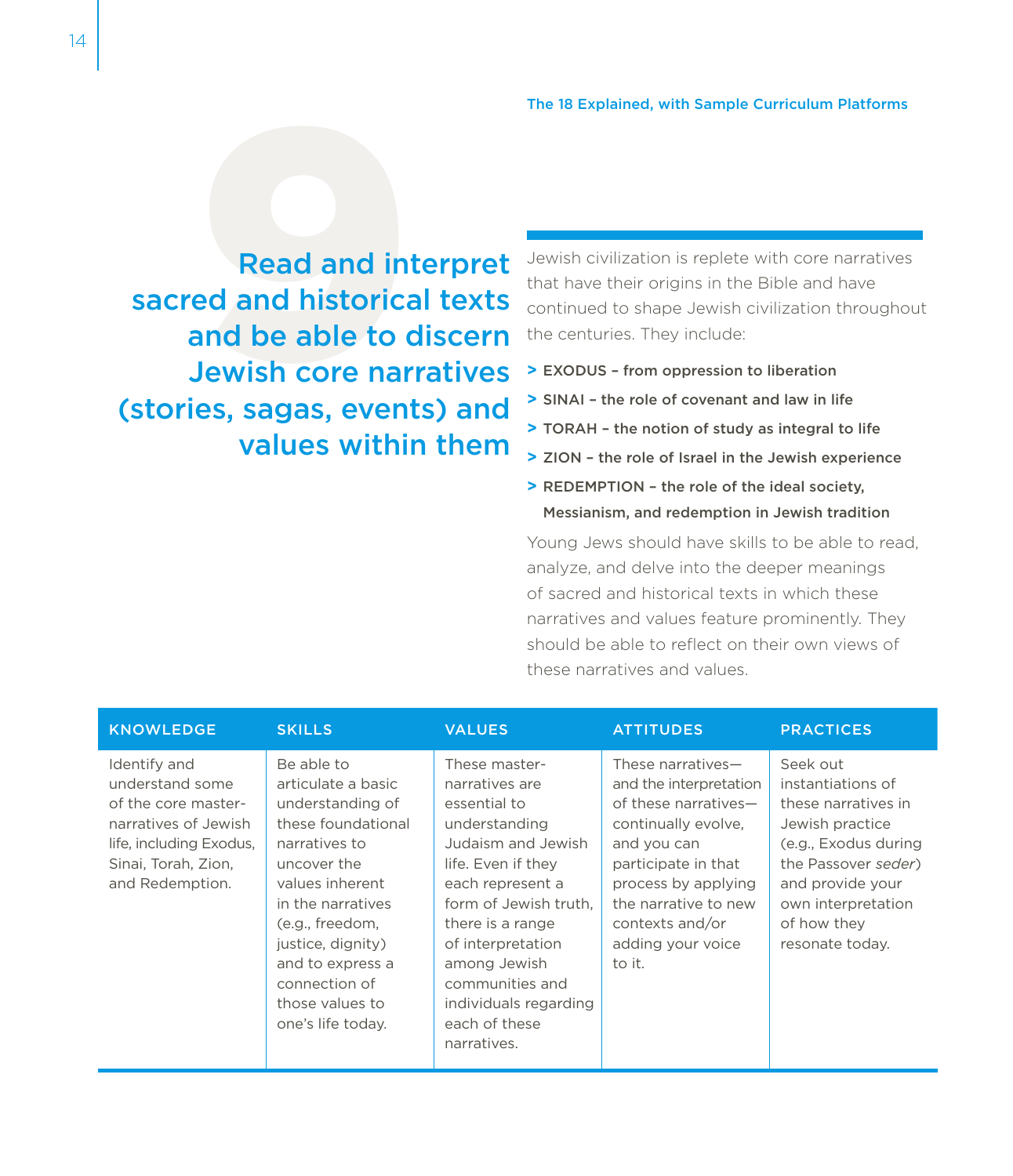# 9

## Read and interpret sacred and historical texts and be able to discern Jewish core narratives (stories, sagas, events) and values within them

Jewish civilization is replete with core narratives that have their origins in the Bible and have continued to shape Jewish civilization throughout the centuries. They include:

- **EXODUS – from oppression to liberation**
- **SINAI – the role of covenant and law in life**
- **TORAH – the notion of study as integral to life**
- **ZION – the role of Israel in the Jewish experience**
- **REDEMPTION – the role of the ideal society, Messianism, and redemption in Jewish tradition**

Young Jews should have skills to be able to read, analyze, and delve into the deeper meanings of sacred and historical texts in which these narratives and values feature prominently. They should be able to reflect on their own views of these narratives and values.

| KNOWLEDGE | SKILLS | VALUES | ATTITUDES | PRACTICES |
|---|---|---|---|---|
| Identify and understand some of the core master-narratives of Jewish life, including Exodus, Sinai, Torah, Zion, and Redemption. | Be able to articulate a basic understanding of these foundational narratives to uncover the values inherent in the narratives (e.g., freedom, justice, dignity) and to express a connection of those values to one's life today. | These master-narratives are essential to understanding Judaism and Jewish life. Even if they each represent a form of Jewish truth, there is a range of interpretation among Jewish communities and individuals regarding each of these narratives. | These narratives—and the interpretation of these narratives—continually evolve, and you can participate in that process by applying the narrative to new contexts and/or adding your voice to it. | Seek out instantiations of these narratives in Jewish practice (e.g., Exodus during the Passover *seder*) and provide your own interpretation of how they resonate today. |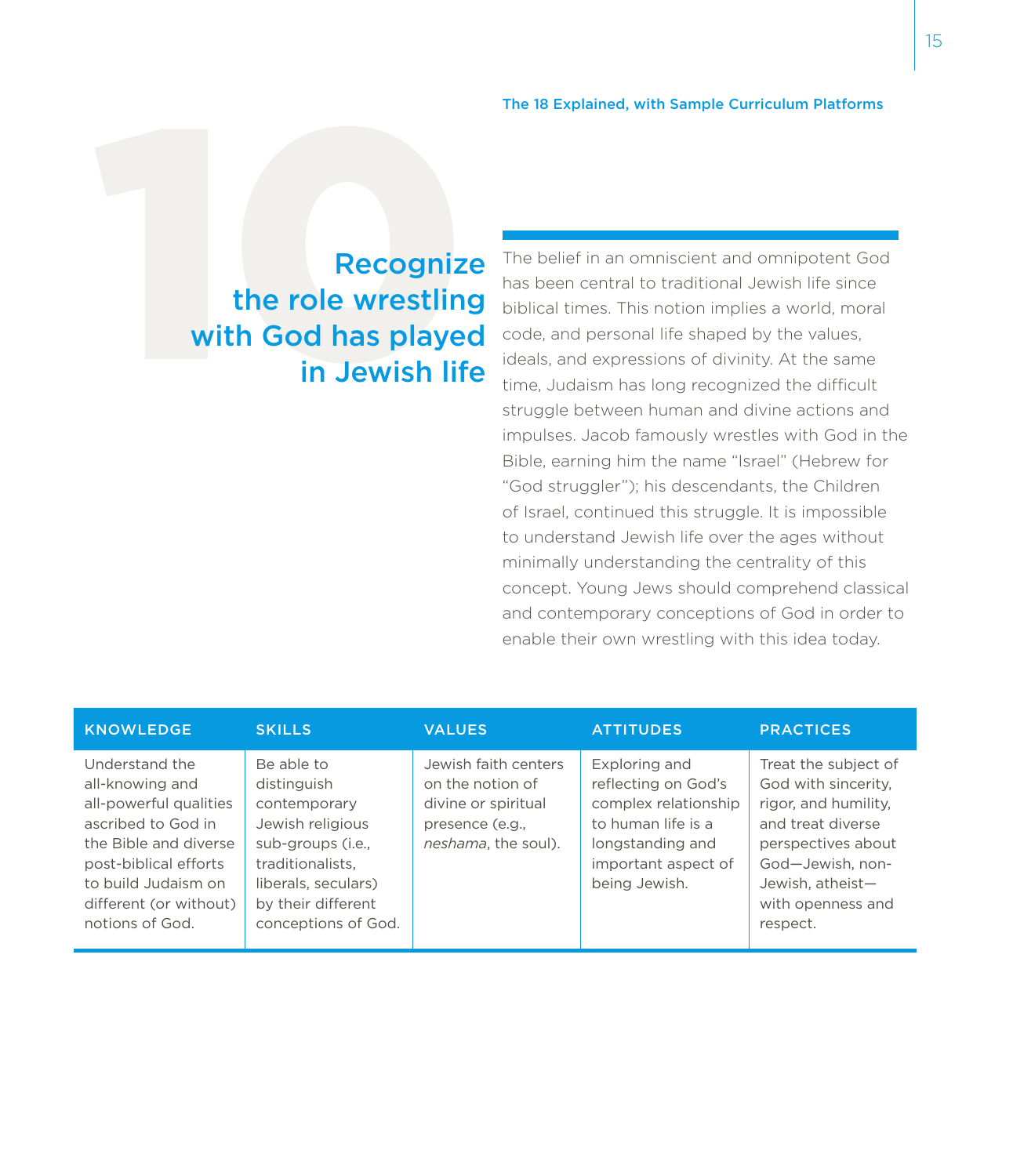# 10

## Recognize the role wrestling with God has played in Jewish life

The belief in an omniscient and omnipotent God has been central to traditional Jewish life since biblical times. This notion implies a world, moral code, and personal life shaped by the values, ideals, and expressions of divinity. At the same time, Judaism has long recognized the difficult struggle between human and divine actions and impulses. Jacob famously wrestles with God in the Bible, earning him the name "Israel" (Hebrew for "God struggler"); his descendants, the Children of Israel, continued this struggle. It is impossible to understand Jewish life over the ages without minimally understanding the centrality of this concept. Young Jews should comprehend classical and contemporary conceptions of God in order to enable their own wrestling with this idea today.

| KNOWLEDGE | SKILLS | VALUES | ATTITUDES | PRACTICES |
| --- | --- | --- | --- | --- |
| Understand the all-knowing and all-powerful qualities ascribed to God in the Bible and diverse post-biblical efforts to build Judaism on different (or without) notions of God. | Be able to distinguish contemporary Jewish religious sub-groups (i.e., traditionalists, liberals, seculars) by their different conceptions of God. | Jewish faith centers on the notion of divine or spiritual presence (e.g., *neshama*, the soul). | Exploring and reflecting on God's complex relationship to human life is a longstanding and important aspect of being Jewish. | Treat the subject of God with sincerity, rigor, and humility, and treat diverse perspectives about God—Jewish, non-Jewish, atheist—with openness and respect. |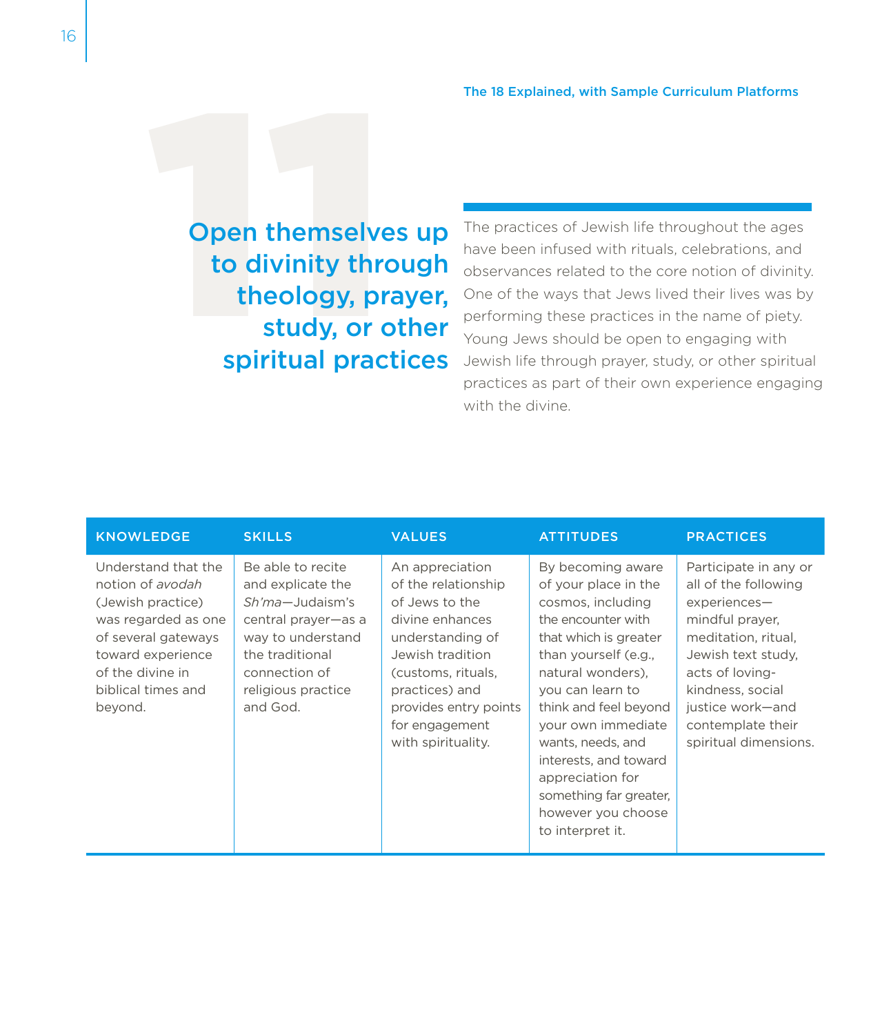The 18 Explained, with Sample Curriculum Platforms

# 11 Open themselves up to divinity through theology, prayer, study, or other spiritual practices

The practices of Jewish life throughout the ages have been infused with rituals, celebrations, and observances related to the core notion of divinity. One of the ways that Jews lived their lives was by performing these practices in the name of piety. Young Jews should be open to engaging with Jewish life through prayer, study, or other spiritual practices as part of their own experience engaging with the divine.

| KNOWLEDGE | SKILLS | VALUES | ATTITUDES | PRACTICES |
| --- | --- | --- | --- | --- |
| Understand that the notion of *avodah* (Jewish practice) was regarded as one of several gateways toward experience of the divine in biblical times and beyond. | Be able to recite and explicate the *Sh'ma*—Judaism's central prayer—as a way to understand the traditional connection of religious practice and God. | An appreciation of the relationship of Jews to the divine enhances understanding of Jewish tradition (customs, rituals, practices) and provides entry points for engagement with spirituality. | By becoming aware of your place in the cosmos, including the encounter with that which is greater than yourself (e.g., natural wonders), you can learn to think and feel beyond your own immediate wants, needs, and interests, and toward appreciation for something far greater, however you choose to interpret it. | Participate in any or all of the following experiences—mindful prayer, meditation, ritual, Jewish text study, acts of loving-kindness, social justice work—and contemplate their spiritual dimensions. |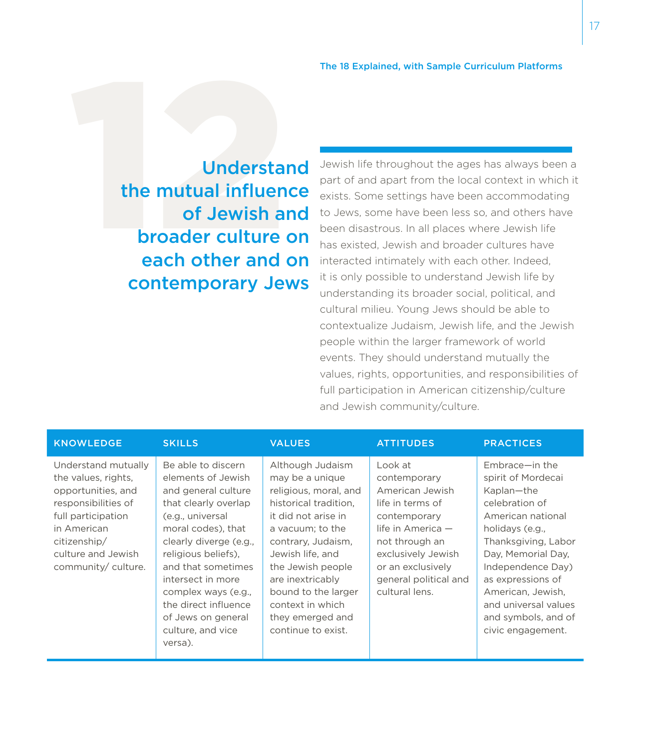The 18 Explained, with Sample Curriculum Platforms

# 12

## Understand the mutual influence of Jewish and broader culture on each other and on contemporary Jews

Jewish life throughout the ages has always been a part of and apart from the local context in which it exists. Some settings have been accommodating to Jews, some have been less so, and others have been disastrous. In all places where Jewish life has existed, Jewish and broader cultures have interacted intimately with each other. Indeed, it is only possible to understand Jewish life by understanding its broader social, political, and cultural milieu. Young Jews should be able to contextualize Judaism, Jewish life, and the Jewish people within the larger framework of world events. They should understand mutually the values, rights, opportunities, and responsibilities of full participation in American citizenship/culture and Jewish community/culture.

| KNOWLEDGE | SKILLS | VALUES | ATTITUDES | PRACTICES |
| --- | --- | --- | --- | --- |
| Understand mutually the values, rights, opportunities, and responsibilities of full participation in American citizenship/ culture and Jewish community/ culture. | Be able to discern elements of Jewish and general culture that clearly overlap (e.g., universal moral codes), that clearly diverge (e.g., religious beliefs), and that sometimes intersect in more complex ways (e.g., the direct influence of Jews on general culture, and vice versa). | Although Judaism may be a unique religious, moral, and historical tradition, it did not arise in a vacuum; to the contrary, Judaism, Jewish life, and the Jewish people are inextricably bound to the larger context in which they emerged and continue to exist. | Look at contemporary American Jewish life in terms of contemporary life in America — not through an exclusively Jewish or an exclusively general political and cultural lens. | Embrace—in the spirit of Mordecai Kaplan—the celebration of American national holidays (e.g., Thanksgiving, Labor Day, Memorial Day, Independence Day) as expressions of American, Jewish, and universal values and symbols, and of civic engagement. |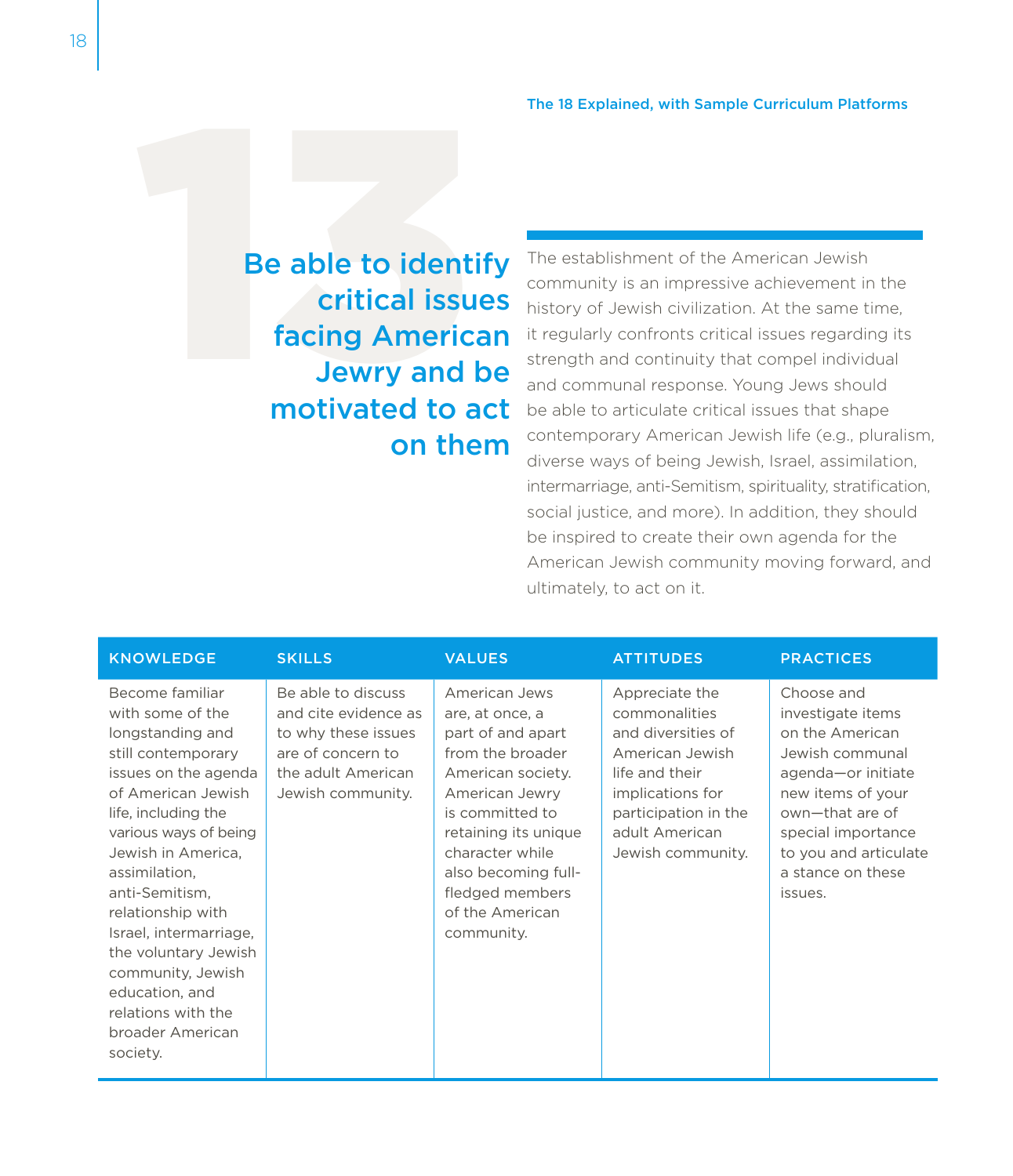## 13

## Be able to identify critical issues facing American Jewry and be motivated to act on them

The establishment of the American Jewish community is an impressive achievement in the history of Jewish civilization. At the same time, it regularly confronts critical issues regarding its strength and continuity that compel individual and communal response. Young Jews should be able to articulate critical issues that shape contemporary American Jewish life (e.g., pluralism, diverse ways of being Jewish, Israel, assimilation, intermarriage, anti-Semitism, spirituality, stratification, social justice, and more). In addition, they should be inspired to create their own agenda for the American Jewish community moving forward, and ultimately, to act on it.

| KNOWLEDGE | SKILLS | VALUES | ATTITUDES | PRACTICES |
|---|---|---|---|---|
| Become familiar with some of the longstanding and still contemporary issues on the agenda of American Jewish life, including the various ways of being Jewish in America, assimilation, anti-Semitism, relationship with Israel, intermarriage, the voluntary Jewish community, Jewish education, and relations with the broader American society. | Be able to discuss and cite evidence as to why these issues are of concern to the adult American Jewish community. | American Jews are, at once, a part of and apart from the broader American society. American Jewry is committed to retaining its unique character while also becoming full-fledged members of the American community. | Appreciate the commonalities and diversities of American Jewish life and their implications for participation in the adult American Jewish community. | Choose and investigate items on the American Jewish communal agenda—or initiate new items of your own—that are of special importance to you and articulate a stance on these issues. |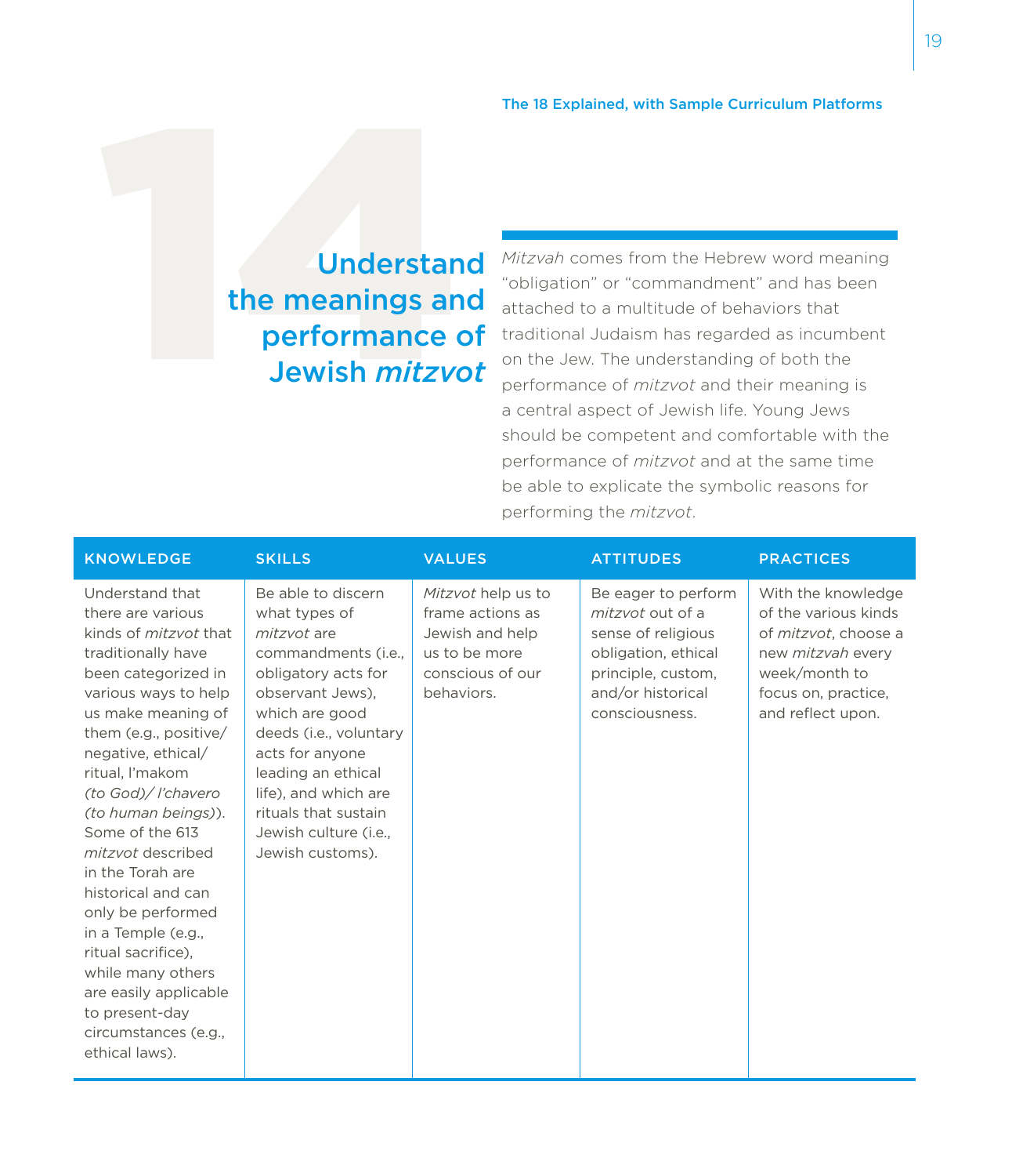# 14 Understand the meanings and performance of Jewish *mitzvot*

*Mitzvah* comes from the Hebrew word meaning "obligation" or "commandment" and has been attached to a multitude of behaviors that traditional Judaism has regarded as incumbent on the Jew. The understanding of both the performance of *mitzvot* and their meaning is a central aspect of Jewish life. Young Jews should be competent and comfortable with the performance of *mitzvot* and at the same time be able to explicate the symbolic reasons for performing the *mitzvot*.

| KNOWLEDGE | SKILLS | VALUES | ATTITUDES | PRACTICES |
|---|---|---|---|---|
| Understand that there are various kinds of *mitzvot* that traditionally have been categorized in various ways to help us make meaning of them (e.g., positive/ negative, ethical/ ritual, l'makom *(to God)/ l'chavero (to human beings)*). Some of the 613 *mitzvot* described in the Torah are historical and can only be performed in a Temple (e.g., ritual sacrifice), while many others are easily applicable to present-day circumstances (e.g., ethical laws). | Be able to discern what types of *mitzvot* are commandments (i.e., obligatory acts for observant Jews), which are good deeds (i.e., voluntary acts for anyone leading an ethical life), and which are rituals that sustain Jewish culture (i.e., Jewish customs). | *Mitzvot* help us to frame actions as Jewish and help us to be more conscious of our behaviors. | Be eager to perform *mitzvot* out of a sense of religious obligation, ethical principle, custom, and/or historical consciousness. | With the knowledge of the various kinds of *mitzvot*, choose a new *mitzvah* every week/month to focus on, practice, and reflect upon. |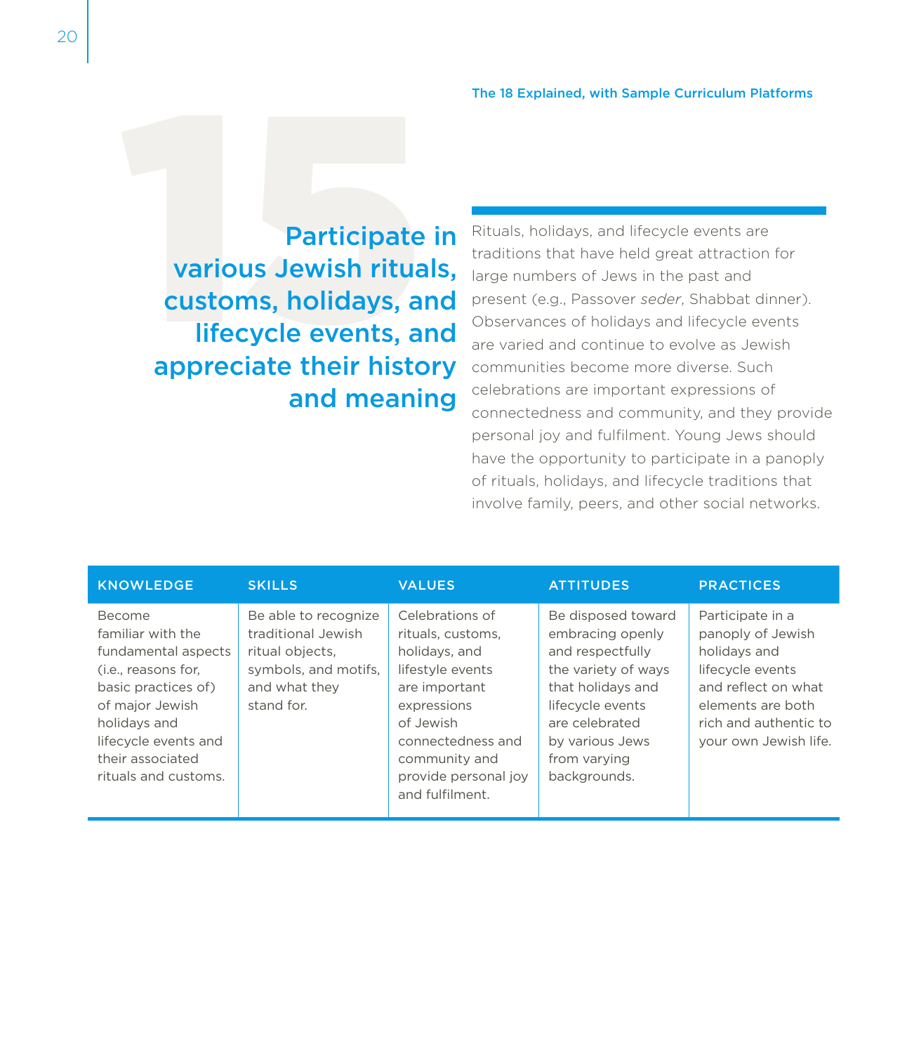The 18 Explained, with Sample Curriculum Platforms

# 15

## Participate in various Jewish rituals, customs, holidays, and lifecycle events, and appreciate their history and meaning

Rituals, holidays, and lifecycle events are traditions that have held great attraction for large numbers of Jews in the past and present (e.g., Passover *seder*, Shabbat dinner). Observances of holidays and lifecycle events are varied and continue to evolve as Jewish communities become more diverse. Such celebrations are important expressions of connectedness and community, and they provide personal joy and fulfilment. Young Jews should have the opportunity to participate in a panoply of rituals, holidays, and lifecycle traditions that involve family, peers, and other social networks.

| KNOWLEDGE | SKILLS | VALUES | ATTITUDES | PRACTICES |
|---|---|---|---|---|
| Become familiar with the fundamental aspects (i.e., reasons for, basic practices of) of major Jewish holidays and lifecycle events and their associated rituals and customs. | Be able to recognize traditional Jewish ritual objects, symbols, and motifs, and what they stand for. | Celebrations of rituals, customs, holidays, and lifestyle events are important expressions of Jewish connectedness and community and provide personal joy and fulfilment. | Be disposed toward embracing openly and respectfully the variety of ways that holidays and lifecycle events are celebrated by various Jews from varying backgrounds. | Participate in a panoply of Jewish holidays and lifecycle events and reflect on what elements are both rich and authentic to your own Jewish life. |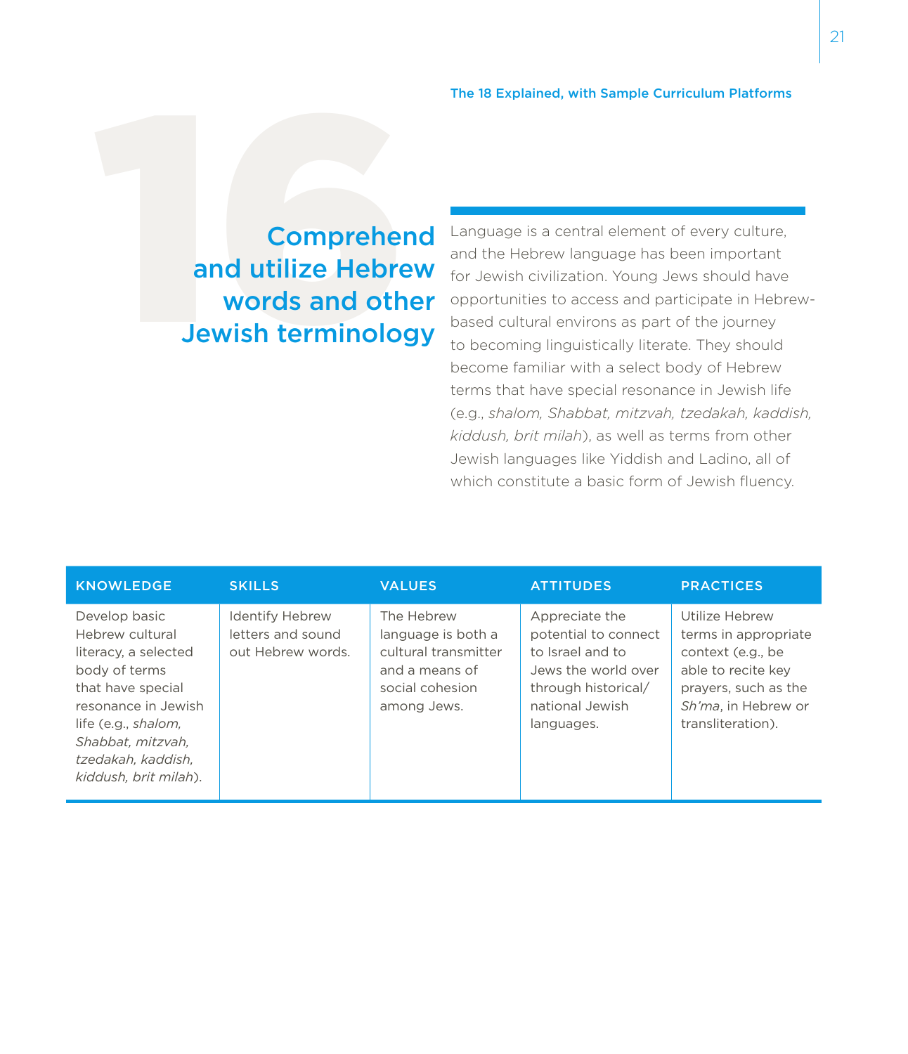The 18 Explained, with Sample Curriculum Platforms

## 16

## Comprehend and utilize Hebrew words and other Jewish terminology

Language is a central element of every culture, and the Hebrew language has been important for Jewish civilization. Young Jews should have opportunities to access and participate in Hebrew-based cultural environs as part of the journey to becoming linguistically literate. They should become familiar with a select body of Hebrew terms that have special resonance in Jewish life (e.g., *shalom, Shabbat, mitzvah, tzedakah, kaddish, kiddush, brit milah*), as well as terms from other Jewish languages like Yiddish and Ladino, all of which constitute a basic form of Jewish fluency.

| KNOWLEDGE | SKILLS | VALUES | ATTITUDES | PRACTICES |
|---|---|---|---|---|
| Develop basic Hebrew cultural literacy, a selected body of terms that have special resonance in Jewish life (e.g., *shalom, Shabbat, mitzvah, tzedakah, kaddish, kiddush, brit milah*). | Identify Hebrew letters and sound out Hebrew words. | The Hebrew language is both a cultural transmitter and a means of social cohesion among Jews. | Appreciate the potential to connect to Israel and to Jews the world over through historical/national Jewish languages. | Utilize Hebrew terms in appropriate context (e.g., be able to recite key prayers, such as the *Sh'ma*, in Hebrew or transliteration). |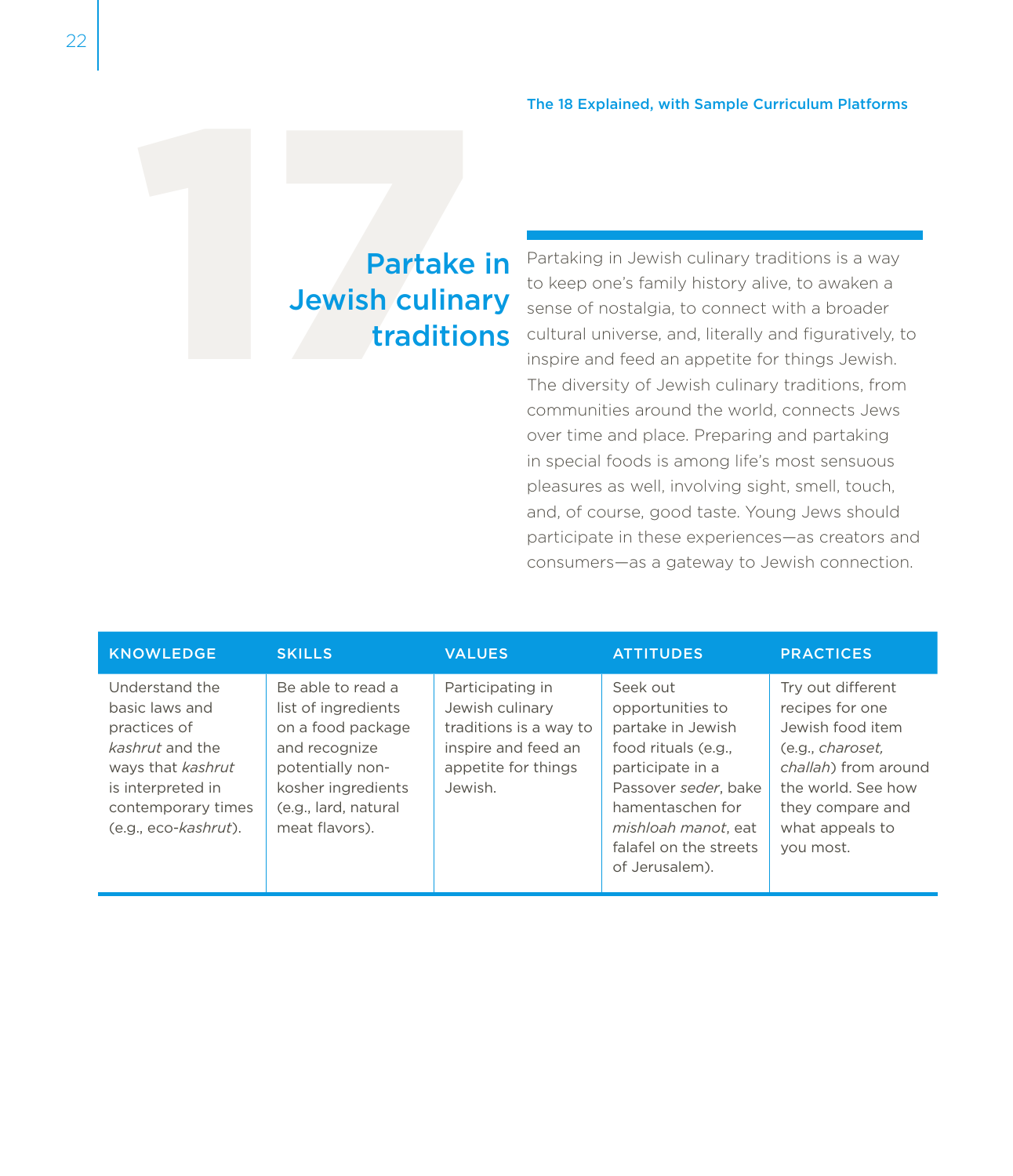The 18 Explained, with Sample Curriculum Platforms

# 17

## Partake in Jewish culinary traditions

Partaking in Jewish culinary traditions is a way to keep one's family history alive, to awaken a sense of nostalgia, to connect with a broader cultural universe, and, literally and figuratively, to inspire and feed an appetite for things Jewish. The diversity of Jewish culinary traditions, from communities around the world, connects Jews over time and place. Preparing and partaking in special foods is among life's most sensuous pleasures as well, involving sight, smell, touch, and, of course, good taste. Young Jews should participate in these experiences—as creators and consumers—as a gateway to Jewish connection.

| KNOWLEDGE | SKILLS | VALUES | ATTITUDES | PRACTICES |
|---|---|---|---|---|
| Understand the basic laws and practices of *kashrut* and the ways that *kashrut* is interpreted in contemporary times (e.g., eco-*kashrut*). | Be able to read a list of ingredients on a food package and recognize potentially non-kosher ingredients (e.g., lard, natural meat flavors). | Participating in Jewish culinary traditions is a way to inspire and feed an appetite for things Jewish. | Seek out opportunities to partake in Jewish food rituals (e.g., participate in a Passover *seder*, bake hamentaschen for *mishloah manot*, eat falafel on the streets of Jerusalem). | Try out different recipes for one Jewish food item (e.g., *charoset, challah*) from around the world. See how they compare and what appeals to you most. |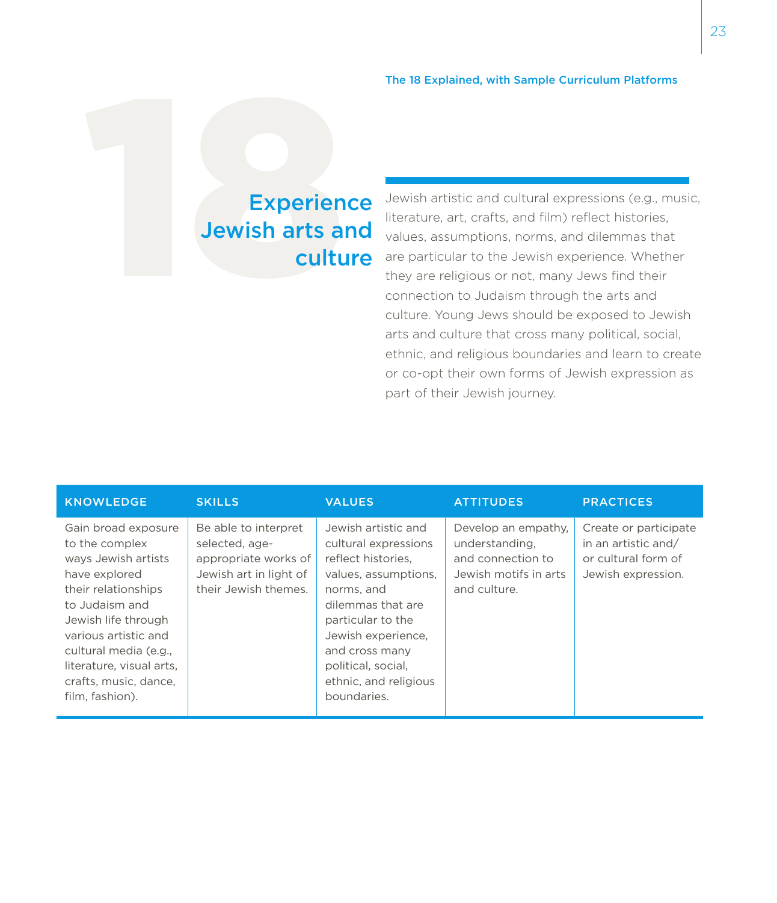The 18 Explained, with Sample Curriculum Platforms

# 18 Experience Jewish arts and culture

Jewish artistic and cultural expressions (e.g., music, literature, art, crafts, and film) reflect histories, values, assumptions, norms, and dilemmas that are particular to the Jewish experience. Whether they are religious or not, many Jews find their connection to Judaism through the arts and culture. Young Jews should be exposed to Jewish arts and culture that cross many political, social, ethnic, and religious boundaries and learn to create or co-opt their own forms of Jewish expression as part of their Jewish journey.

| KNOWLEDGE | SKILLS | VALUES | ATTITUDES | PRACTICES |
| --- | --- | --- | --- | --- |
| Gain broad exposure to the complex ways Jewish artists have explored their relationships to Judaism and Jewish life through various artistic and cultural media (e.g., literature, visual arts, crafts, music, dance, film, fashion). | Be able to interpret selected, age-appropriate works of Jewish art in light of their Jewish themes. | Jewish artistic and cultural expressions reflect histories, values, assumptions, norms, and dilemmas that are particular to the Jewish experience, and cross many political, social, ethnic, and religious boundaries. | Develop an empathy, understanding, and connection to Jewish motifs in arts and culture. | Create or participate in an artistic and/or cultural form of Jewish expression. |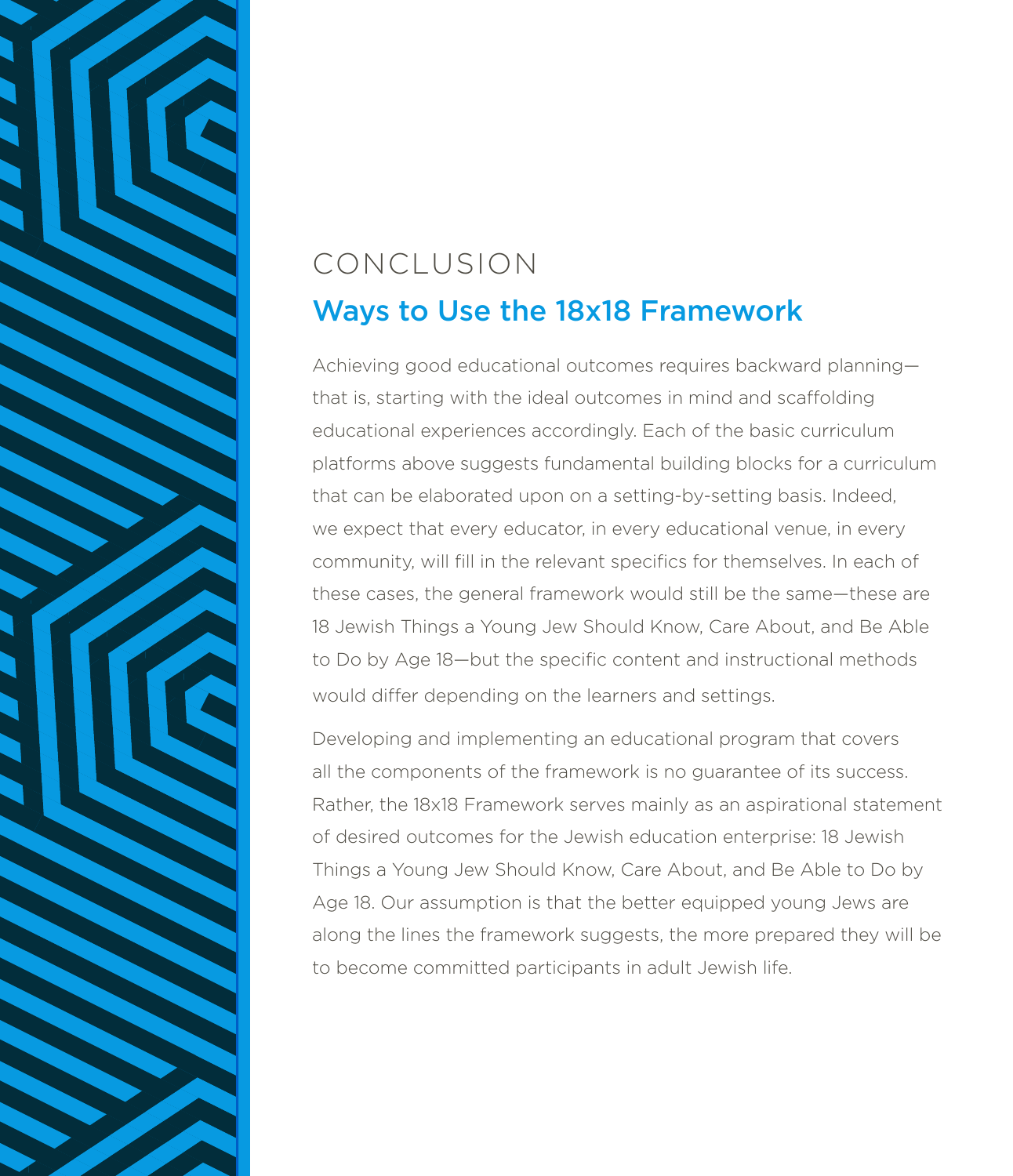# CONCLUSION

## Ways to Use the 18x18 Framework

Achieving good educational outcomes requires backward planning—that is, starting with the ideal outcomes in mind and scaffolding educational experiences accordingly. Each of the basic curriculum platforms above suggests fundamental building blocks for a curriculum that can be elaborated upon on a setting-by-setting basis. Indeed, we expect that every educator, in every educational venue, in every community, will fill in the relevant specifics for themselves. In each of these cases, the general framework would still be the same—these are 18 Jewish Things a Young Jew Should Know, Care About, and Be Able to Do by Age 18—but the specific content and instructional methods would differ depending on the learners and settings.

Developing and implementing an educational program that covers all the components of the framework is no guarantee of its success. Rather, the 18x18 Framework serves mainly as an aspirational statement of desired outcomes for the Jewish education enterprise: 18 Jewish Things a Young Jew Should Know, Care About, and Be Able to Do by Age 18. Our assumption is that the better equipped young Jews are along the lines the framework suggests, the more prepared they will be to become committed participants in adult Jewish life.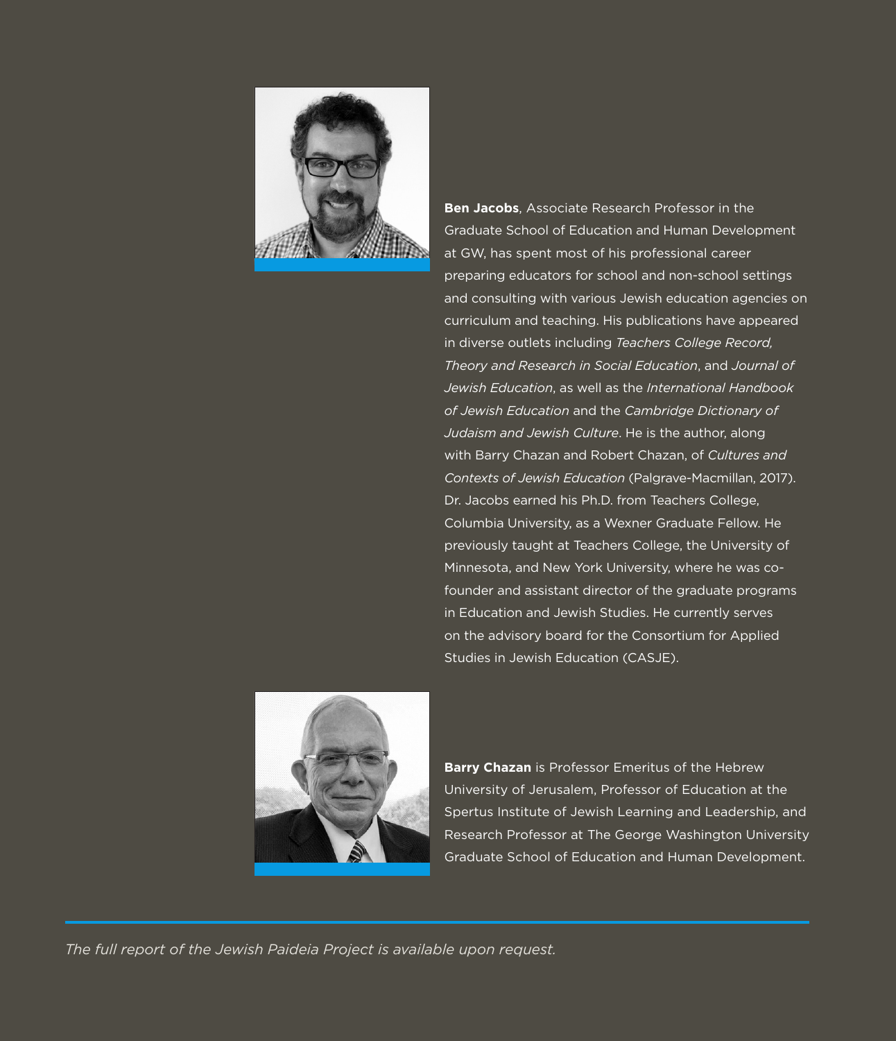**Ben Jacobs**, Associate Research Professor in the Graduate School of Education and Human Development at GW, has spent most of his professional career preparing educators for school and non-school settings and consulting with various Jewish education agencies on curriculum and teaching. His publications have appeared in diverse outlets including *Teachers College Record, Theory and Research in Social Education*, and *Journal of Jewish Education*, as well as the *International Handbook of Jewish Education* and the *Cambridge Dictionary of Judaism and Jewish Culture*. He is the author, along with Barry Chazan and Robert Chazan, of *Cultures and Contexts of Jewish Education* (Palgrave-Macmillan, 2017). Dr. Jacobs earned his Ph.D. from Teachers College, Columbia University, as a Wexner Graduate Fellow. He previously taught at Teachers College, the University of Minnesota, and New York University, where he was co-founder and assistant director of the graduate programs in Education and Jewish Studies. He currently serves on the advisory board for the Consortium for Applied Studies in Jewish Education (CASJE).

**Barry Chazan** is Professor Emeritus of the Hebrew University of Jerusalem, Professor of Education at the Spertus Institute of Jewish Learning and Leadership, and Research Professor at The George Washington University Graduate School of Education and Human Development.

---

*The full report of the Jewish Paideia Project is available upon request.*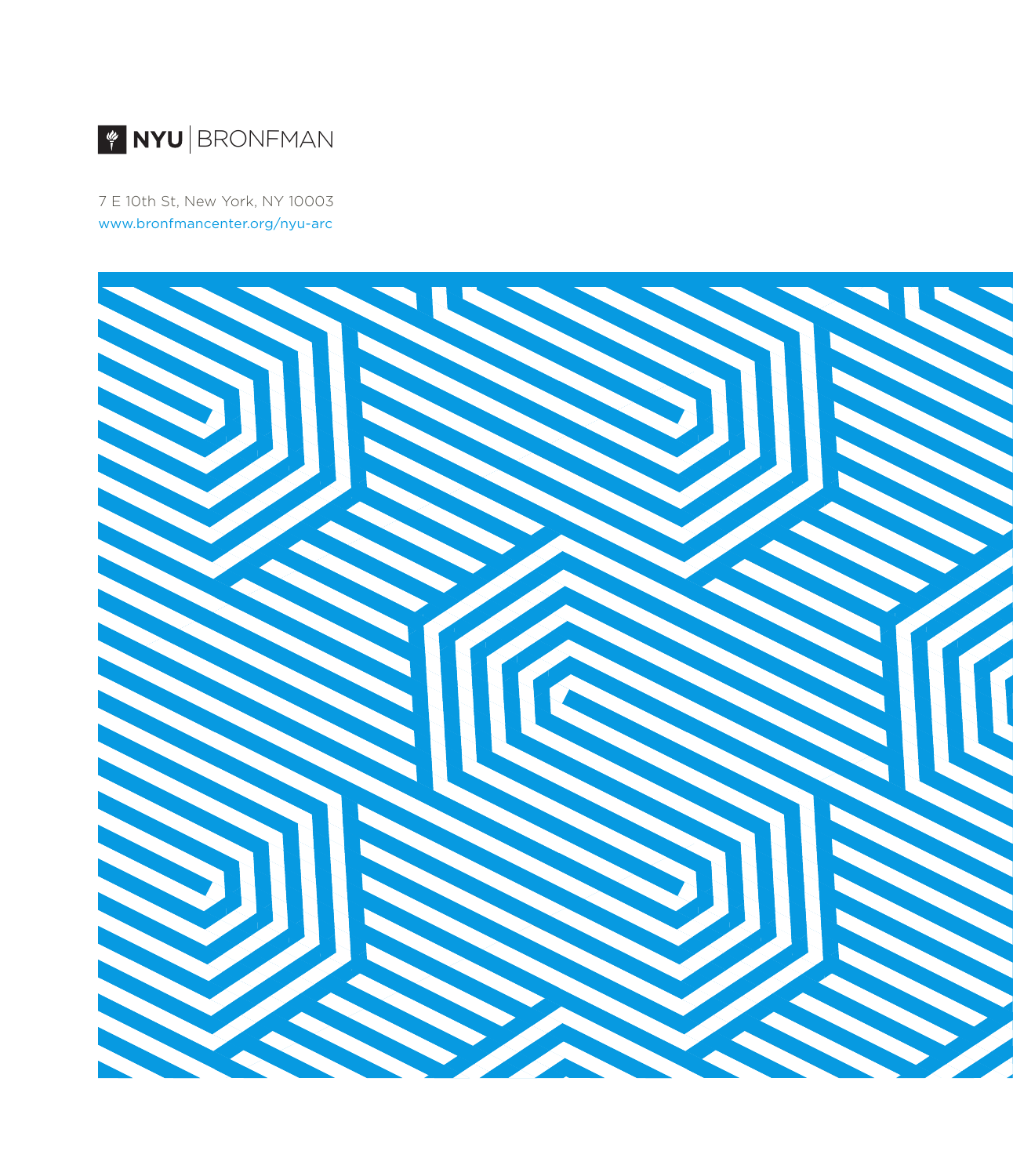NYU | BRONFMAN

7 E 10th St, New York, NY 10003
www.bronfmancenter.org/nyu-arc